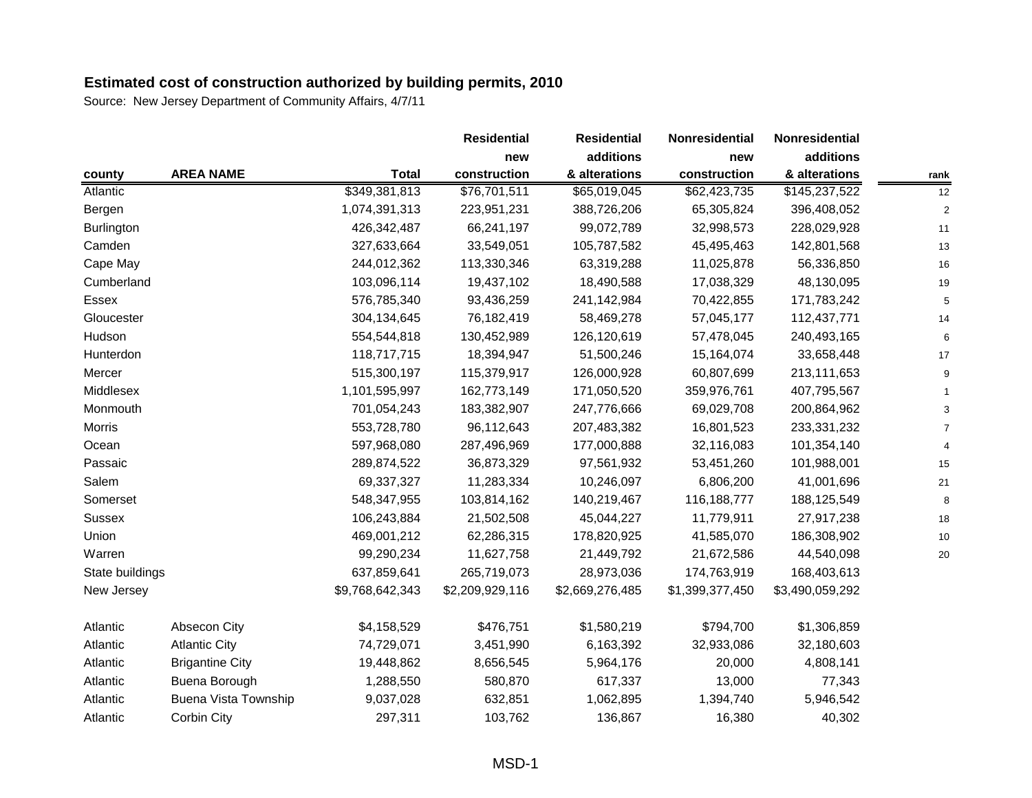## Estimated cost of construction authorized by building permits, 2010

Source: New Jersey Department of Community Affairs, 4/7/11

| county | AREA NAME | Total | Residential new construction | Residential additions & alterations | Nonresidential new construction | Nonresidential additions & alterations | rank |
|---|---|---|---|---|---|---|---|
| Atlantic | | $349,381,813 | $76,701,511 | $65,019,045 | $62,423,735 | $145,237,522 | 12 |
| Bergen | | 1,074,391,313 | 223,951,231 | 388,726,206 | 65,305,824 | 396,408,052 | 2 |
| Burlington | | 426,342,487 | 66,241,197 | 99,072,789 | 32,998,573 | 228,029,928 | 11 |
| Camden | | 327,633,664 | 33,549,051 | 105,787,582 | 45,495,463 | 142,801,568 | 13 |
| Cape May | | 244,012,362 | 113,330,346 | 63,319,288 | 11,025,878 | 56,336,850 | 16 |
| Cumberland | | 103,096,114 | 19,437,102 | 18,490,588 | 17,038,329 | 48,130,095 | 19 |
| Essex | | 576,785,340 | 93,436,259 | 241,142,984 | 70,422,855 | 171,783,242 | 5 |
| Gloucester | | 304,134,645 | 76,182,419 | 58,469,278 | 57,045,177 | 112,437,771 | 14 |
| Hudson | | 554,544,818 | 130,452,989 | 126,120,619 | 57,478,045 | 240,493,165 | 6 |
| Hunterdon | | 118,717,715 | 18,394,947 | 51,500,246 | 15,164,074 | 33,658,448 | 17 |
| Mercer | | 515,300,197 | 115,379,917 | 126,000,928 | 60,807,699 | 213,111,653 | 9 |
| Middlesex | | 1,101,595,997 | 162,773,149 | 171,050,520 | 359,976,761 | 407,795,567 | 1 |
| Monmouth | | 701,054,243 | 183,382,907 | 247,776,666 | 69,029,708 | 200,864,962 | 3 |
| Morris | | 553,728,780 | 96,112,643 | 207,483,382 | 16,801,523 | 233,331,232 | 7 |
| Ocean | | 597,968,080 | 287,496,969 | 177,000,888 | 32,116,083 | 101,354,140 | 4 |
| Passaic | | 289,874,522 | 36,873,329 | 97,561,932 | 53,451,260 | 101,988,001 | 15 |
| Salem | | 69,337,327 | 11,283,334 | 10,246,097 | 6,806,200 | 41,001,696 | 21 |
| Somerset | | 548,347,955 | 103,814,162 | 140,219,467 | 116,188,777 | 188,125,549 | 8 |
| Sussex | | 106,243,884 | 21,502,508 | 45,044,227 | 11,779,911 | 27,917,238 | 18 |
| Union | | 469,001,212 | 62,286,315 | 178,820,925 | 41,585,070 | 186,308,902 | 10 |
| Warren | | 99,290,234 | 11,627,758 | 21,449,792 | 21,672,586 | 44,540,098 | 20 |
| State buildings | | 637,859,641 | 265,719,073 | 28,973,036 | 174,763,919 | 168,403,613 | |
| New Jersey | | $9,768,642,343 | $2,209,929,116 | $2,669,276,485 | $1,399,377,450 | $3,490,059,292 | |
| | | | | | | | |
| Atlantic | Absecon City | $4,158,529 | $476,751 | $1,580,219 | $794,700 | $1,306,859 | |
| Atlantic | Atlantic City | 74,729,071 | 3,451,990 | 6,163,392 | 32,933,086 | 32,180,603 | |
| Atlantic | Brigantine City | 19,448,862 | 8,656,545 | 5,964,176 | 20,000 | 4,808,141 | |
| Atlantic | Buena Borough | 1,288,550 | 580,870 | 617,337 | 13,000 | 77,343 | |
| Atlantic | Buena Vista Township | 9,037,028 | 632,851 | 1,062,895 | 1,394,740 | 5,946,542 | |
| Atlantic | Corbin City | 297,311 | 103,762 | 136,867 | 16,380 | 40,302 | |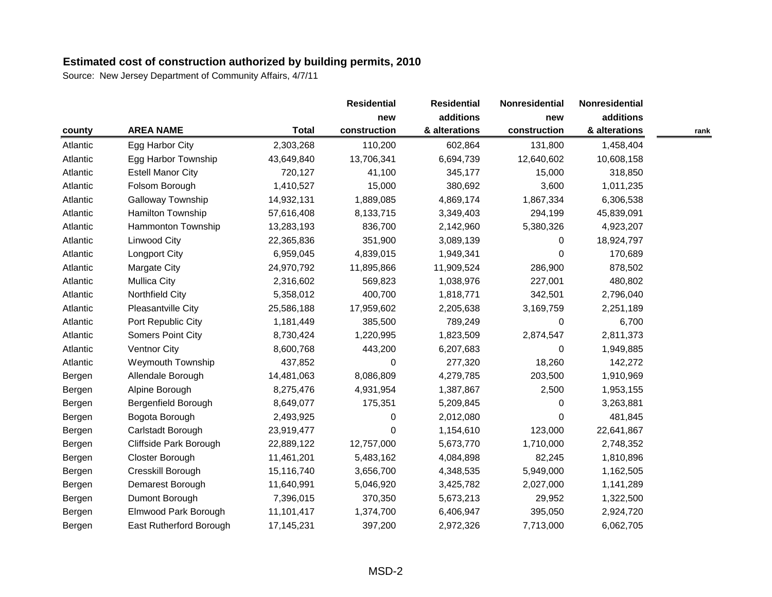**Estimated cost of construction authorized by building permits, 2010**

Source: New Jersey Department of Community Affairs, 4/7/11

| county | AREA NAME | Total | Residential new construction | Residential additions & alterations | Nonresidential new construction | Nonresidential additions & alterations | rank |
|---|---|---|---|---|---|---|---|
| Atlantic | Egg Harbor City | 2,303,268 | 110,200 | 602,864 | 131,800 | 1,458,404 | |
| Atlantic | Egg Harbor Township | 43,649,840 | 13,706,341 | 6,694,739 | 12,640,602 | 10,608,158 | |
| Atlantic | Estell Manor City | 720,127 | 41,100 | 345,177 | 15,000 | 318,850 | |
| Atlantic | Folsom Borough | 1,410,527 | 15,000 | 380,692 | 3,600 | 1,011,235 | |
| Atlantic | Galloway Township | 14,932,131 | 1,889,085 | 4,869,174 | 1,867,334 | 6,306,538 | |
| Atlantic | Hamilton Township | 57,616,408 | 8,133,715 | 3,349,403 | 294,199 | 45,839,091 | |
| Atlantic | Hammonton Township | 13,283,193 | 836,700 | 2,142,960 | 5,380,326 | 4,923,207 | |
| Atlantic | Linwood City | 22,365,836 | 351,900 | 3,089,139 | 0 | 18,924,797 | |
| Atlantic | Longport City | 6,959,045 | 4,839,015 | 1,949,341 | 0 | 170,689 | |
| Atlantic | Margate City | 24,970,792 | 11,895,866 | 11,909,524 | 286,900 | 878,502 | |
| Atlantic | Mullica City | 2,316,602 | 569,823 | 1,038,976 | 227,001 | 480,802 | |
| Atlantic | Northfield City | 5,358,012 | 400,700 | 1,818,771 | 342,501 | 2,796,040 | |
| Atlantic | Pleasantville City | 25,586,188 | 17,959,602 | 2,205,638 | 3,169,759 | 2,251,189 | |
| Atlantic | Port Republic City | 1,181,449 | 385,500 | 789,249 | 0 | 6,700 | |
| Atlantic | Somers Point City | 8,730,424 | 1,220,995 | 1,823,509 | 2,874,547 | 2,811,373 | |
| Atlantic | Ventnor City | 8,600,768 | 443,200 | 6,207,683 | 0 | 1,949,885 | |
| Atlantic | Weymouth Township | 437,852 | 0 | 277,320 | 18,260 | 142,272 | |
| Bergen | Allendale Borough | 14,481,063 | 8,086,809 | 4,279,785 | 203,500 | 1,910,969 | |
| Bergen | Alpine Borough | 8,275,476 | 4,931,954 | 1,387,867 | 2,500 | 1,953,155 | |
| Bergen | Bergenfield Borough | 8,649,077 | 175,351 | 5,209,845 | 0 | 3,263,881 | |
| Bergen | Bogota Borough | 2,493,925 | 0 | 2,012,080 | 0 | 481,845 | |
| Bergen | Carlstadt Borough | 23,919,477 | 0 | 1,154,610 | 123,000 | 22,641,867 | |
| Bergen | Cliffside Park Borough | 22,889,122 | 12,757,000 | 5,673,770 | 1,710,000 | 2,748,352 | |
| Bergen | Closter Borough | 11,461,201 | 5,483,162 | 4,084,898 | 82,245 | 1,810,896 | |
| Bergen | Cresskill Borough | 15,116,740 | 3,656,700 | 4,348,535 | 5,949,000 | 1,162,505 | |
| Bergen | Demarest Borough | 11,640,991 | 5,046,920 | 3,425,782 | 2,027,000 | 1,141,289 | |
| Bergen | Dumont Borough | 7,396,015 | 370,350 | 5,673,213 | 29,952 | 1,322,500 | |
| Bergen | Elmwood Park Borough | 11,101,417 | 1,374,700 | 6,406,947 | 395,050 | 2,924,720 | |
| Bergen | East Rutherford Borough | 17,145,231 | 397,200 | 2,972,326 | 7,713,000 | 6,062,705 | |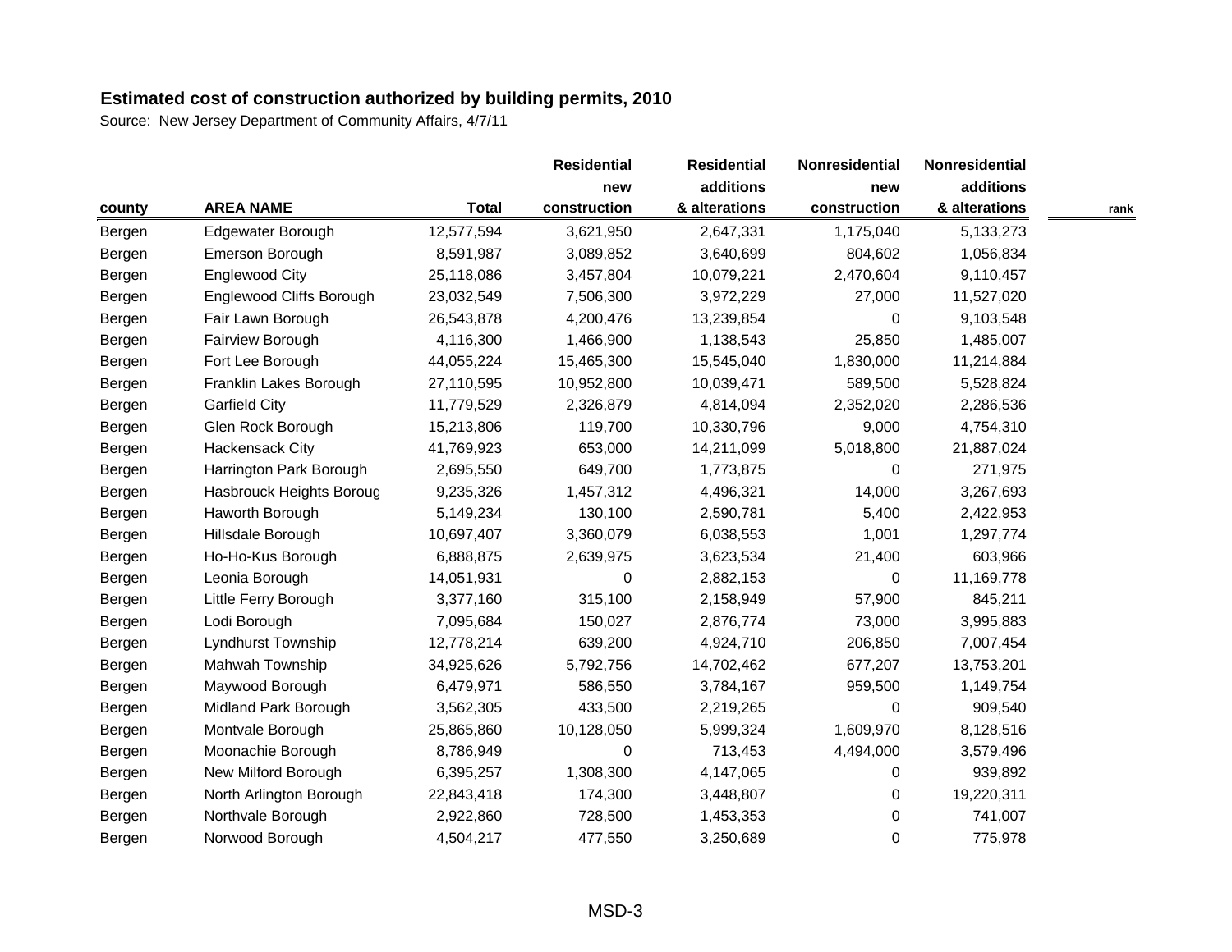**Estimated cost of construction authorized by building permits, 2010**

Source: New Jersey Department of Community Affairs, 4/7/11

| county | AREA NAME | Total | Residential new construction | Residential additions & alterations | Nonresidential new construction | Nonresidential additions & alterations | rank |
|---|---|---|---|---|---|---|---|
| Bergen | Edgewater Borough | 12,577,594 | 3,621,950 | 2,647,331 | 1,175,040 | 5,133,273 | |
| Bergen | Emerson Borough | 8,591,987 | 3,089,852 | 3,640,699 | 804,602 | 1,056,834 | |
| Bergen | Englewood City | 25,118,086 | 3,457,804 | 10,079,221 | 2,470,604 | 9,110,457 | |
| Bergen | Englewood Cliffs Borough | 23,032,549 | 7,506,300 | 3,972,229 | 27,000 | 11,527,020 | |
| Bergen | Fair Lawn Borough | 26,543,878 | 4,200,476 | 13,239,854 | 0 | 9,103,548 | |
| Bergen | Fairview Borough | 4,116,300 | 1,466,900 | 1,138,543 | 25,850 | 1,485,007 | |
| Bergen | Fort Lee Borough | 44,055,224 | 15,465,300 | 15,545,040 | 1,830,000 | 11,214,884 | |
| Bergen | Franklin Lakes Borough | 27,110,595 | 10,952,800 | 10,039,471 | 589,500 | 5,528,824 | |
| Bergen | Garfield City | 11,779,529 | 2,326,879 | 4,814,094 | 2,352,020 | 2,286,536 | |
| Bergen | Glen Rock Borough | 15,213,806 | 119,700 | 10,330,796 | 9,000 | 4,754,310 | |
| Bergen | Hackensack City | 41,769,923 | 653,000 | 14,211,099 | 5,018,800 | 21,887,024 | |
| Bergen | Harrington Park Borough | 2,695,550 | 649,700 | 1,773,875 | 0 | 271,975 | |
| Bergen | Hasbrouck Heights Boroug | 9,235,326 | 1,457,312 | 4,496,321 | 14,000 | 3,267,693 | |
| Bergen | Haworth Borough | 5,149,234 | 130,100 | 2,590,781 | 5,400 | 2,422,953 | |
| Bergen | Hillsdale Borough | 10,697,407 | 3,360,079 | 6,038,553 | 1,001 | 1,297,774 | |
| Bergen | Ho-Ho-Kus Borough | 6,888,875 | 2,639,975 | 3,623,534 | 21,400 | 603,966 | |
| Bergen | Leonia Borough | 14,051,931 | 0 | 2,882,153 | 0 | 11,169,778 | |
| Bergen | Little Ferry Borough | 3,377,160 | 315,100 | 2,158,949 | 57,900 | 845,211 | |
| Bergen | Lodi Borough | 7,095,684 | 150,027 | 2,876,774 | 73,000 | 3,995,883 | |
| Bergen | Lyndhurst Township | 12,778,214 | 639,200 | 4,924,710 | 206,850 | 7,007,454 | |
| Bergen | Mahwah Township | 34,925,626 | 5,792,756 | 14,702,462 | 677,207 | 13,753,201 | |
| Bergen | Maywood Borough | 6,479,971 | 586,550 | 3,784,167 | 959,500 | 1,149,754 | |
| Bergen | Midland Park Borough | 3,562,305 | 433,500 | 2,219,265 | 0 | 909,540 | |
| Bergen | Montvale Borough | 25,865,860 | 10,128,050 | 5,999,324 | 1,609,970 | 8,128,516 | |
| Bergen | Moonachie Borough | 8,786,949 | 0 | 713,453 | 4,494,000 | 3,579,496 | |
| Bergen | New Milford Borough | 6,395,257 | 1,308,300 | 4,147,065 | 0 | 939,892 | |
| Bergen | North Arlington Borough | 22,843,418 | 174,300 | 3,448,807 | 0 | 19,220,311 | |
| Bergen | Northvale Borough | 2,922,860 | 728,500 | 1,453,353 | 0 | 741,007 | |
| Bergen | Norwood Borough | 4,504,217 | 477,550 | 3,250,689 | 0 | 775,978 | |

MSD-3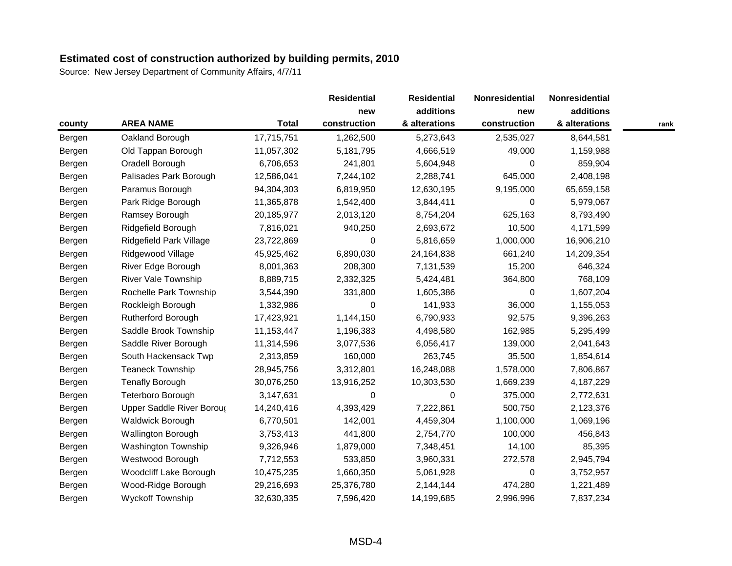# Estimated cost of construction authorized by building permits, 2010

Source: New Jersey Department of Community Affairs, 4/7/11

| county | AREA NAME | Total | Residential new construction | Residential additions & alterations | Nonresidential new construction | Nonresidential additions & alterations | rank |
|---|---|---|---|---|---|---|---|
| Bergen | Oakland Borough | 17,715,751 | 1,262,500 | 5,273,643 | 2,535,027 | 8,644,581 | |
| Bergen | Old Tappan Borough | 11,057,302 | 5,181,795 | 4,666,519 | 49,000 | 1,159,988 | |
| Bergen | Oradell Borough | 6,706,653 | 241,801 | 5,604,948 | 0 | 859,904 | |
| Bergen | Palisades Park Borough | 12,586,041 | 7,244,102 | 2,288,741 | 645,000 | 2,408,198 | |
| Bergen | Paramus Borough | 94,304,303 | 6,819,950 | 12,630,195 | 9,195,000 | 65,659,158 | |
| Bergen | Park Ridge Borough | 11,365,878 | 1,542,400 | 3,844,411 | 0 | 5,979,067 | |
| Bergen | Ramsey Borough | 20,185,977 | 2,013,120 | 8,754,204 | 625,163 | 8,793,490 | |
| Bergen | Ridgefield Borough | 7,816,021 | 940,250 | 2,693,672 | 10,500 | 4,171,599 | |
| Bergen | Ridgefield Park Village | 23,722,869 | 0 | 5,816,659 | 1,000,000 | 16,906,210 | |
| Bergen | Ridgewood Village | 45,925,462 | 6,890,030 | 24,164,838 | 661,240 | 14,209,354 | |
| Bergen | River Edge Borough | 8,001,363 | 208,300 | 7,131,539 | 15,200 | 646,324 | |
| Bergen | River Vale Township | 8,889,715 | 2,332,325 | 5,424,481 | 364,800 | 768,109 | |
| Bergen | Rochelle Park Township | 3,544,390 | 331,800 | 1,605,386 | 0 | 1,607,204 | |
| Bergen | Rockleigh Borough | 1,332,986 | 0 | 141,933 | 36,000 | 1,155,053 | |
| Bergen | Rutherford Borough | 17,423,921 | 1,144,150 | 6,790,933 | 92,575 | 9,396,263 | |
| Bergen | Saddle Brook Township | 11,153,447 | 1,196,383 | 4,498,580 | 162,985 | 5,295,499 | |
| Bergen | Saddle River Borough | 11,314,596 | 3,077,536 | 6,056,417 | 139,000 | 2,041,643 | |
| Bergen | South Hackensack Twp | 2,313,859 | 160,000 | 263,745 | 35,500 | 1,854,614 | |
| Bergen | Teaneck Township | 28,945,756 | 3,312,801 | 16,248,088 | 1,578,000 | 7,806,867 | |
| Bergen | Tenafly Borough | 30,076,250 | 13,916,252 | 10,303,530 | 1,669,239 | 4,187,229 | |
| Bergen | Teterboro Borough | 3,147,631 | 0 | 0 | 375,000 | 2,772,631 | |
| Bergen | Upper Saddle River Boroug | 14,240,416 | 4,393,429 | 7,222,861 | 500,750 | 2,123,376 | |
| Bergen | Waldwick Borough | 6,770,501 | 142,001 | 4,459,304 | 1,100,000 | 1,069,196 | |
| Bergen | Wallington Borough | 3,753,413 | 441,800 | 2,754,770 | 100,000 | 456,843 | |
| Bergen | Washington Township | 9,326,946 | 1,879,000 | 7,348,451 | 14,100 | 85,395 | |
| Bergen | Westwood Borough | 7,712,553 | 533,850 | 3,960,331 | 272,578 | 2,945,794 | |
| Bergen | Woodcliff Lake Borough | 10,475,235 | 1,660,350 | 5,061,928 | 0 | 3,752,957 | |
| Bergen | Wood-Ridge Borough | 29,216,693 | 25,376,780 | 2,144,144 | 474,280 | 1,221,489 | |
| Bergen | Wyckoff Township | 32,630,335 | 7,596,420 | 14,199,685 | 2,996,996 | 7,837,234 | |

MSD-4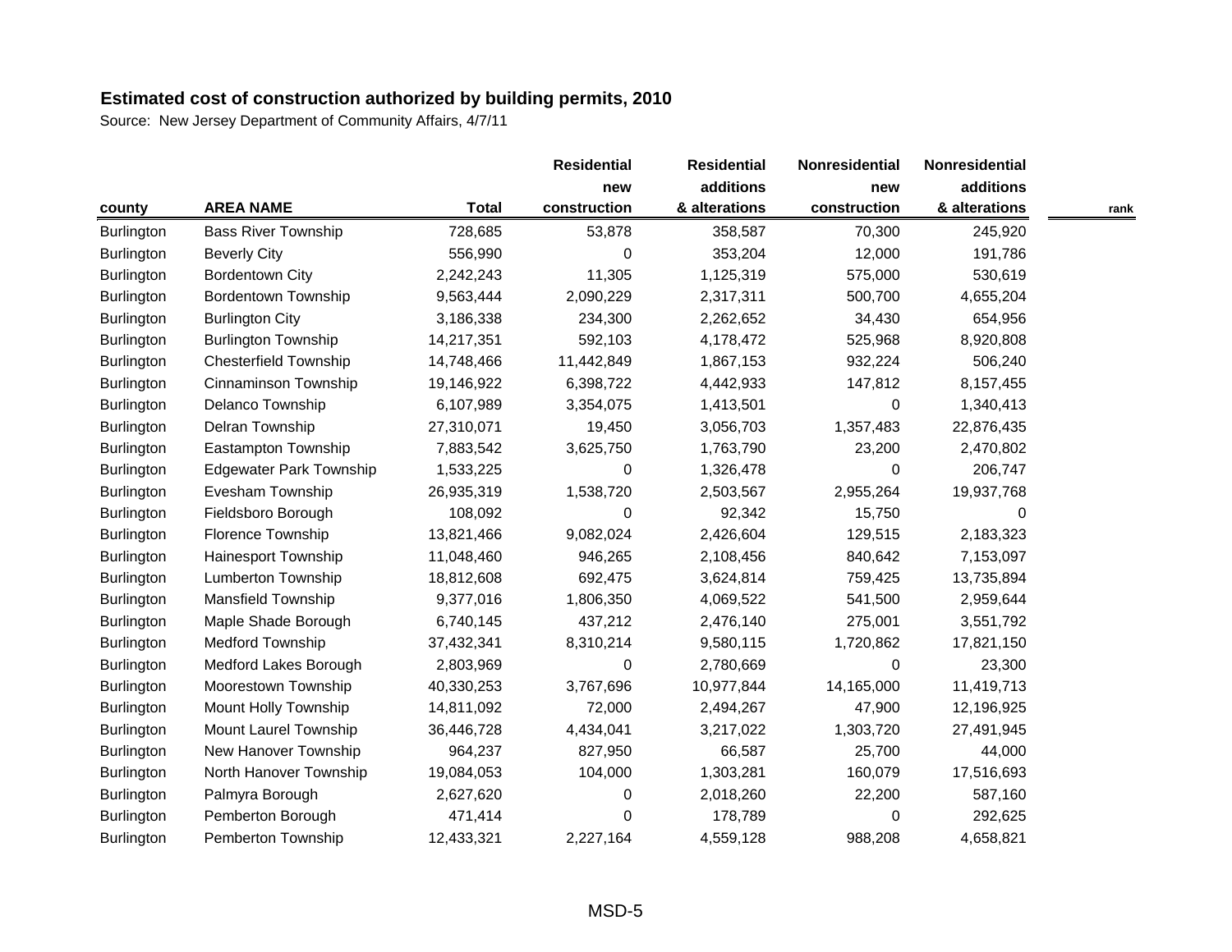**Estimated cost of construction authorized by building permits, 2010**

Source: New Jersey Department of Community Affairs, 4/7/11

| county | AREA NAME | Total | Residential new construction | Residential additions & alterations | Nonresidential new construction | Nonresidential additions & alterations | rank |
|---|---|---|---|---|---|---|---|
| Burlington | Bass River Township | 728,685 | 53,878 | 358,587 | 70,300 | 245,920 | |
| Burlington | Beverly City | 556,990 | 0 | 353,204 | 12,000 | 191,786 | |
| Burlington | Bordentown City | 2,242,243 | 11,305 | 1,125,319 | 575,000 | 530,619 | |
| Burlington | Bordentown Township | 9,563,444 | 2,090,229 | 2,317,311 | 500,700 | 4,655,204 | |
| Burlington | Burlington City | 3,186,338 | 234,300 | 2,262,652 | 34,430 | 654,956 | |
| Burlington | Burlington Township | 14,217,351 | 592,103 | 4,178,472 | 525,968 | 8,920,808 | |
| Burlington | Chesterfield Township | 14,748,466 | 11,442,849 | 1,867,153 | 932,224 | 506,240 | |
| Burlington | Cinnaminson Township | 19,146,922 | 6,398,722 | 4,442,933 | 147,812 | 8,157,455 | |
| Burlington | Delanco Township | 6,107,989 | 3,354,075 | 1,413,501 | 0 | 1,340,413 | |
| Burlington | Delran Township | 27,310,071 | 19,450 | 3,056,703 | 1,357,483 | 22,876,435 | |
| Burlington | Eastampton Township | 7,883,542 | 3,625,750 | 1,763,790 | 23,200 | 2,470,802 | |
| Burlington | Edgewater Park Township | 1,533,225 | 0 | 1,326,478 | 0 | 206,747 | |
| Burlington | Evesham Township | 26,935,319 | 1,538,720 | 2,503,567 | 2,955,264 | 19,937,768 | |
| Burlington | Fieldsboro Borough | 108,092 | 0 | 92,342 | 15,750 | 0 | |
| Burlington | Florence Township | 13,821,466 | 9,082,024 | 2,426,604 | 129,515 | 2,183,323 | |
| Burlington | Hainesport Township | 11,048,460 | 946,265 | 2,108,456 | 840,642 | 7,153,097 | |
| Burlington | Lumberton Township | 18,812,608 | 692,475 | 3,624,814 | 759,425 | 13,735,894 | |
| Burlington | Mansfield Township | 9,377,016 | 1,806,350 | 4,069,522 | 541,500 | 2,959,644 | |
| Burlington | Maple Shade Borough | 6,740,145 | 437,212 | 2,476,140 | 275,001 | 3,551,792 | |
| Burlington | Medford Township | 37,432,341 | 8,310,214 | 9,580,115 | 1,720,862 | 17,821,150 | |
| Burlington | Medford Lakes Borough | 2,803,969 | 0 | 2,780,669 | 0 | 23,300 | |
| Burlington | Moorestown Township | 40,330,253 | 3,767,696 | 10,977,844 | 14,165,000 | 11,419,713 | |
| Burlington | Mount Holly Township | 14,811,092 | 72,000 | 2,494,267 | 47,900 | 12,196,925 | |
| Burlington | Mount Laurel Township | 36,446,728 | 4,434,041 | 3,217,022 | 1,303,720 | 27,491,945 | |
| Burlington | New Hanover Township | 964,237 | 827,950 | 66,587 | 25,700 | 44,000 | |
| Burlington | North Hanover Township | 19,084,053 | 104,000 | 1,303,281 | 160,079 | 17,516,693 | |
| Burlington | Palmyra Borough | 2,627,620 | 0 | 2,018,260 | 22,200 | 587,160 | |
| Burlington | Pemberton Borough | 471,414 | 0 | 178,789 | 0 | 292,625 | |
| Burlington | Pemberton Township | 12,433,321 | 2,227,164 | 4,559,128 | 988,208 | 4,658,821 | |

MSD-5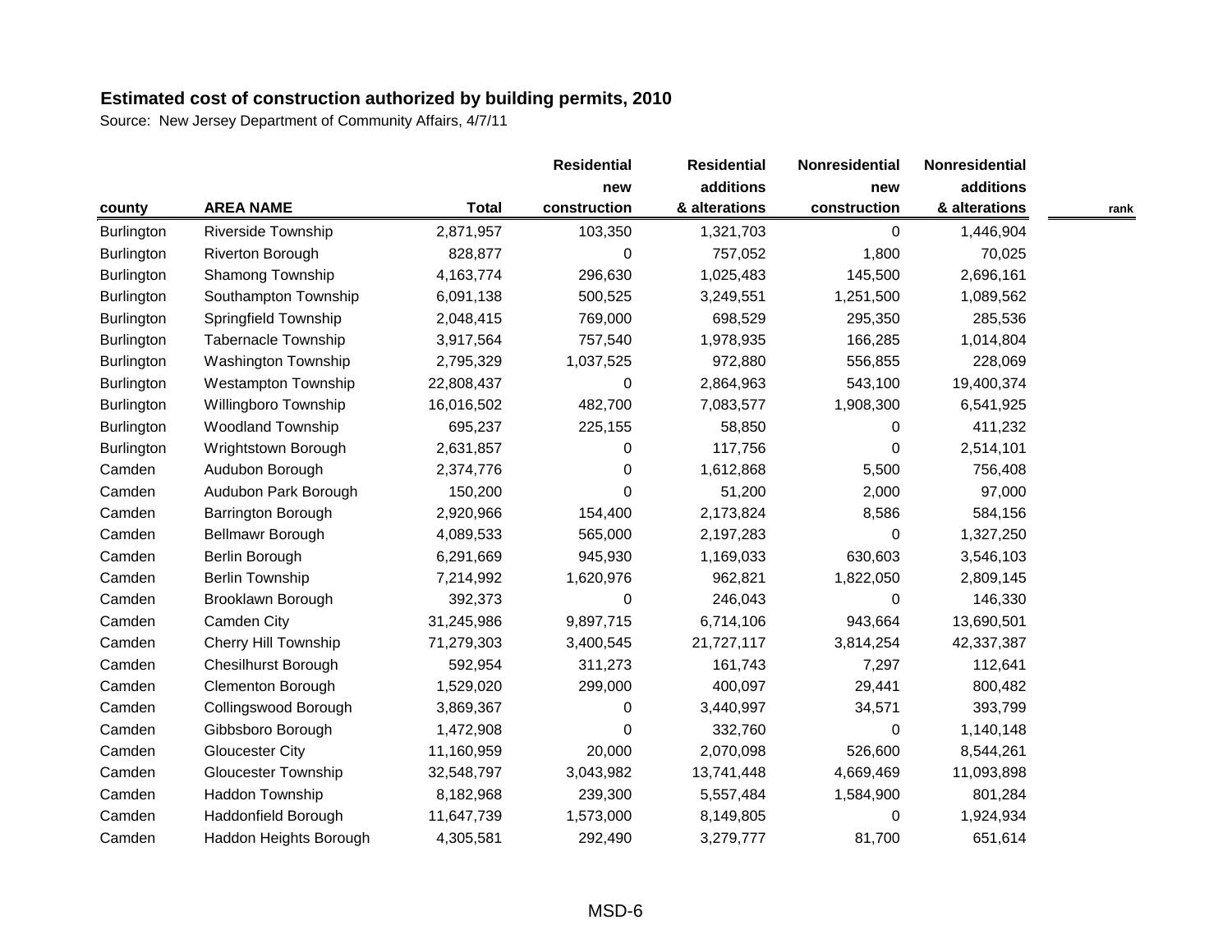**Estimated cost of construction authorized by building permits, 2010**

Source: New Jersey Department of Community Affairs, 4/7/11

| county | AREA NAME | Total | Residential new construction | Residential additions & alterations | Nonresidential new construction | Nonresidential additions & alterations | rank |
|---|---|---|---|---|---|---|---|
| Burlington | Riverside Township | 2,871,957 | 103,350 | 1,321,703 | 0 | 1,446,904 | |
| Burlington | Riverton Borough | 828,877 | 0 | 757,052 | 1,800 | 70,025 | |
| Burlington | Shamong Township | 4,163,774 | 296,630 | 1,025,483 | 145,500 | 2,696,161 | |
| Burlington | Southampton Township | 6,091,138 | 500,525 | 3,249,551 | 1,251,500 | 1,089,562 | |
| Burlington | Springfield Township | 2,048,415 | 769,000 | 698,529 | 295,350 | 285,536 | |
| Burlington | Tabernacle Township | 3,917,564 | 757,540 | 1,978,935 | 166,285 | 1,014,804 | |
| Burlington | Washington Township | 2,795,329 | 1,037,525 | 972,880 | 556,855 | 228,069 | |
| Burlington | Westampton Township | 22,808,437 | 0 | 2,864,963 | 543,100 | 19,400,374 | |
| Burlington | Willingboro Township | 16,016,502 | 482,700 | 7,083,577 | 1,908,300 | 6,541,925 | |
| Burlington | Woodland Township | 695,237 | 225,155 | 58,850 | 0 | 411,232 | |
| Burlington | Wrightstown Borough | 2,631,857 | 0 | 117,756 | 0 | 2,514,101 | |
| Camden | Audubon Borough | 2,374,776 | 0 | 1,612,868 | 5,500 | 756,408 | |
| Camden | Audubon Park Borough | 150,200 | 0 | 51,200 | 2,000 | 97,000 | |
| Camden | Barrington Borough | 2,920,966 | 154,400 | 2,173,824 | 8,586 | 584,156 | |
| Camden | Bellmawr Borough | 4,089,533 | 565,000 | 2,197,283 | 0 | 1,327,250 | |
| Camden | Berlin Borough | 6,291,669 | 945,930 | 1,169,033 | 630,603 | 3,546,103 | |
| Camden | Berlin Township | 7,214,992 | 1,620,976 | 962,821 | 1,822,050 | 2,809,145 | |
| Camden | Brooklawn Borough | 392,373 | 0 | 246,043 | 0 | 146,330 | |
| Camden | Camden City | 31,245,986 | 9,897,715 | 6,714,106 | 943,664 | 13,690,501 | |
| Camden | Cherry Hill Township | 71,279,303 | 3,400,545 | 21,727,117 | 3,814,254 | 42,337,387 | |
| Camden | Chesilhurst Borough | 592,954 | 311,273 | 161,743 | 7,297 | 112,641 | |
| Camden | Clementon Borough | 1,529,020 | 299,000 | 400,097 | 29,441 | 800,482 | |
| Camden | Collingswood Borough | 3,869,367 | 0 | 3,440,997 | 34,571 | 393,799 | |
| Camden | Gibbsboro Borough | 1,472,908 | 0 | 332,760 | 0 | 1,140,148 | |
| Camden | Gloucester City | 11,160,959 | 20,000 | 2,070,098 | 526,600 | 8,544,261 | |
| Camden | Gloucester Township | 32,548,797 | 3,043,982 | 13,741,448 | 4,669,469 | 11,093,898 | |
| Camden | Haddon Township | 8,182,968 | 239,300 | 5,557,484 | 1,584,900 | 801,284 | |
| Camden | Haddonfield Borough | 11,647,739 | 1,573,000 | 8,149,805 | 0 | 1,924,934 | |
| Camden | Haddon Heights Borough | 4,305,581 | 292,490 | 3,279,777 | 81,700 | 651,614 | |

MSD-6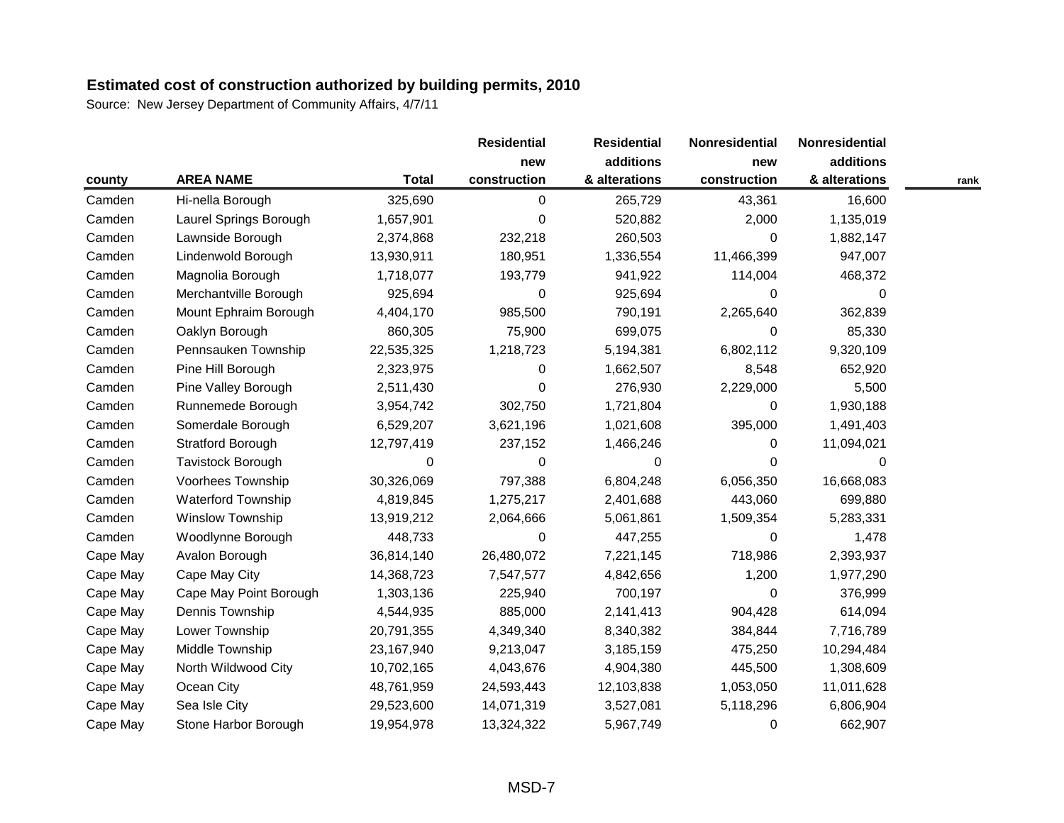**Estimated cost of construction authorized by building permits, 2010**

Source: New Jersey Department of Community Affairs, 4/7/11

| county | AREA NAME | Total | Residential new construction | Residential additions & alterations | Nonresidential new construction | Nonresidential additions & alterations | rank |
|---|---|---|---|---|---|---|---|
| Camden | Hi-nella Borough | 325,690 | 0 | 265,729 | 43,361 | 16,600 | |
| Camden | Laurel Springs Borough | 1,657,901 | 0 | 520,882 | 2,000 | 1,135,019 | |
| Camden | Lawnside Borough | 2,374,868 | 232,218 | 260,503 | 0 | 1,882,147 | |
| Camden | Lindenwold Borough | 13,930,911 | 180,951 | 1,336,554 | 11,466,399 | 947,007 | |
| Camden | Magnolia Borough | 1,718,077 | 193,779 | 941,922 | 114,004 | 468,372 | |
| Camden | Merchantville Borough | 925,694 | 0 | 925,694 | 0 | 0 | |
| Camden | Mount Ephraim Borough | 4,404,170 | 985,500 | 790,191 | 2,265,640 | 362,839 | |
| Camden | Oaklyn Borough | 860,305 | 75,900 | 699,075 | 0 | 85,330 | |
| Camden | Pennsauken Township | 22,535,325 | 1,218,723 | 5,194,381 | 6,802,112 | 9,320,109 | |
| Camden | Pine Hill Borough | 2,323,975 | 0 | 1,662,507 | 8,548 | 652,920 | |
| Camden | Pine Valley Borough | 2,511,430 | 0 | 276,930 | 2,229,000 | 5,500 | |
| Camden | Runnemede Borough | 3,954,742 | 302,750 | 1,721,804 | 0 | 1,930,188 | |
| Camden | Somerdale Borough | 6,529,207 | 3,621,196 | 1,021,608 | 395,000 | 1,491,403 | |
| Camden | Stratford Borough | 12,797,419 | 237,152 | 1,466,246 | 0 | 11,094,021 | |
| Camden | Tavistock Borough | 0 | 0 | 0 | 0 | 0 | |
| Camden | Voorhees Township | 30,326,069 | 797,388 | 6,804,248 | 6,056,350 | 16,668,083 | |
| Camden | Waterford Township | 4,819,845 | 1,275,217 | 2,401,688 | 443,060 | 699,880 | |
| Camden | Winslow Township | 13,919,212 | 2,064,666 | 5,061,861 | 1,509,354 | 5,283,331 | |
| Camden | Woodlynne Borough | 448,733 | 0 | 447,255 | 0 | 1,478 | |
| Cape May | Avalon Borough | 36,814,140 | 26,480,072 | 7,221,145 | 718,986 | 2,393,937 | |
| Cape May | Cape May City | 14,368,723 | 7,547,577 | 4,842,656 | 1,200 | 1,977,290 | |
| Cape May | Cape May Point Borough | 1,303,136 | 225,940 | 700,197 | 0 | 376,999 | |
| Cape May | Dennis Township | 4,544,935 | 885,000 | 2,141,413 | 904,428 | 614,094 | |
| Cape May | Lower Township | 20,791,355 | 4,349,340 | 8,340,382 | 384,844 | 7,716,789 | |
| Cape May | Middle Township | 23,167,940 | 9,213,047 | 3,185,159 | 475,250 | 10,294,484 | |
| Cape May | North Wildwood City | 10,702,165 | 4,043,676 | 4,904,380 | 445,500 | 1,308,609 | |
| Cape May | Ocean City | 48,761,959 | 24,593,443 | 12,103,838 | 1,053,050 | 11,011,628 | |
| Cape May | Sea Isle City | 29,523,600 | 14,071,319 | 3,527,081 | 5,118,296 | 6,806,904 | |
| Cape May | Stone Harbor Borough | 19,954,978 | 13,324,322 | 5,967,749 | 0 | 662,907 | |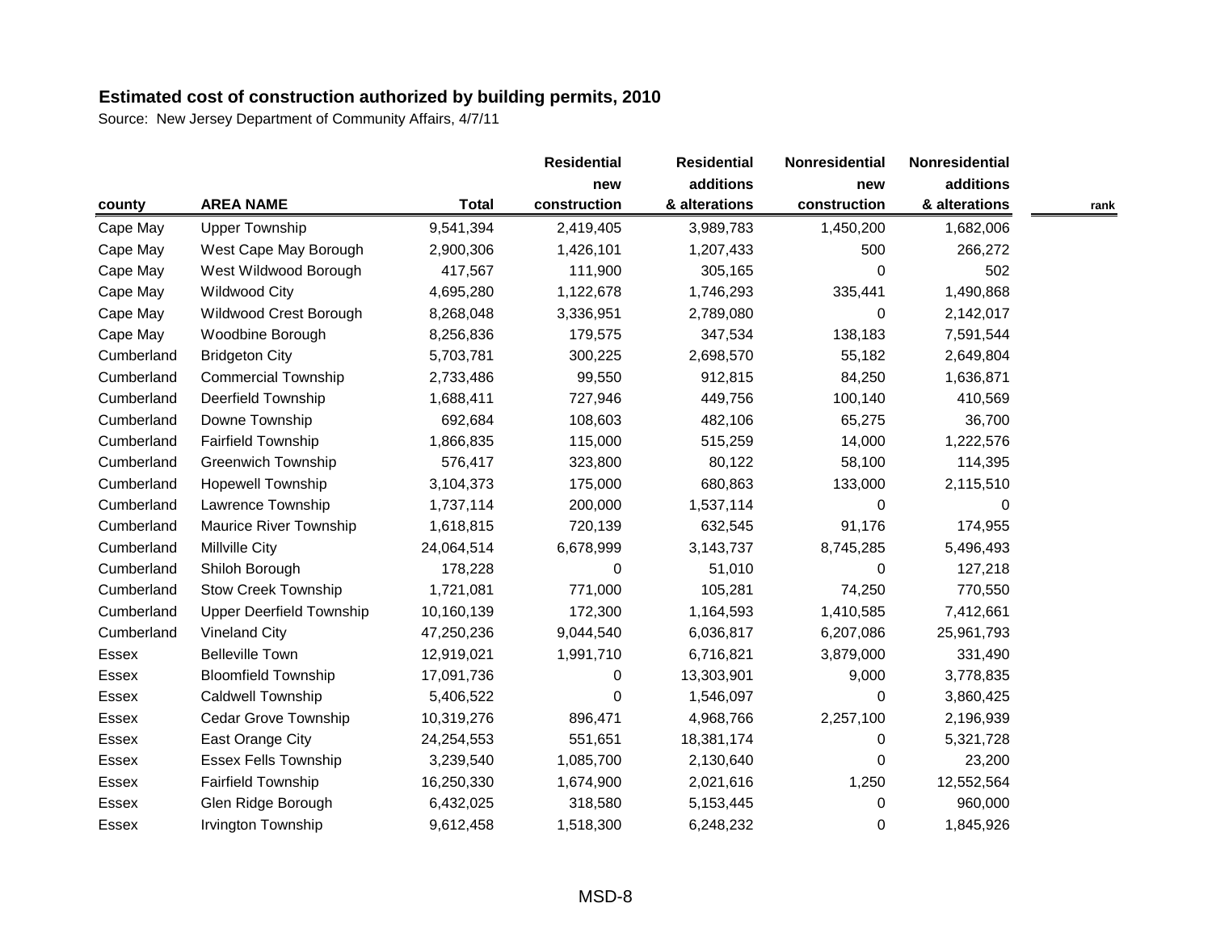**Estimated cost of construction authorized by building permits, 2010**

Source: New Jersey Department of Community Affairs, 4/7/11

| county | AREA NAME | Total | Residential new construction | Residential additions & alterations | Nonresidential new construction | Nonresidential additions & alterations | rank |
|---|---|---|---|---|---|---|---|
| Cape May | Upper Township | 9,541,394 | 2,419,405 | 3,989,783 | 1,450,200 | 1,682,006 | |
| Cape May | West Cape May Borough | 2,900,306 | 1,426,101 | 1,207,433 | 500 | 266,272 | |
| Cape May | West Wildwood Borough | 417,567 | 111,900 | 305,165 | 0 | 502 | |
| Cape May | Wildwood City | 4,695,280 | 1,122,678 | 1,746,293 | 335,441 | 1,490,868 | |
| Cape May | Wildwood Crest Borough | 8,268,048 | 3,336,951 | 2,789,080 | 0 | 2,142,017 | |
| Cape May | Woodbine Borough | 8,256,836 | 179,575 | 347,534 | 138,183 | 7,591,544 | |
| Cumberland | Bridgeton City | 5,703,781 | 300,225 | 2,698,570 | 55,182 | 2,649,804 | |
| Cumberland | Commercial Township | 2,733,486 | 99,550 | 912,815 | 84,250 | 1,636,871 | |
| Cumberland | Deerfield Township | 1,688,411 | 727,946 | 449,756 | 100,140 | 410,569 | |
| Cumberland | Downe Township | 692,684 | 108,603 | 482,106 | 65,275 | 36,700 | |
| Cumberland | Fairfield Township | 1,866,835 | 115,000 | 515,259 | 14,000 | 1,222,576 | |
| Cumberland | Greenwich Township | 576,417 | 323,800 | 80,122 | 58,100 | 114,395 | |
| Cumberland | Hopewell Township | 3,104,373 | 175,000 | 680,863 | 133,000 | 2,115,510 | |
| Cumberland | Lawrence Township | 1,737,114 | 200,000 | 1,537,114 | 0 | 0 | |
| Cumberland | Maurice River Township | 1,618,815 | 720,139 | 632,545 | 91,176 | 174,955 | |
| Cumberland | Millville City | 24,064,514 | 6,678,999 | 3,143,737 | 8,745,285 | 5,496,493 | |
| Cumberland | Shiloh Borough | 178,228 | 0 | 51,010 | 0 | 127,218 | |
| Cumberland | Stow Creek Township | 1,721,081 | 771,000 | 105,281 | 74,250 | 770,550 | |
| Cumberland | Upper Deerfield Township | 10,160,139 | 172,300 | 1,164,593 | 1,410,585 | 7,412,661 | |
| Cumberland | Vineland City | 47,250,236 | 9,044,540 | 6,036,817 | 6,207,086 | 25,961,793 | |
| Essex | Belleville Town | 12,919,021 | 1,991,710 | 6,716,821 | 3,879,000 | 331,490 | |
| Essex | Bloomfield Township | 17,091,736 | 0 | 13,303,901 | 9,000 | 3,778,835 | |
| Essex | Caldwell Township | 5,406,522 | 0 | 1,546,097 | 0 | 3,860,425 | |
| Essex | Cedar Grove Township | 10,319,276 | 896,471 | 4,968,766 | 2,257,100 | 2,196,939 | |
| Essex | East Orange City | 24,254,553 | 551,651 | 18,381,174 | 0 | 5,321,728 | |
| Essex | Essex Fells Township | 3,239,540 | 1,085,700 | 2,130,640 | 0 | 23,200 | |
| Essex | Fairfield Township | 16,250,330 | 1,674,900 | 2,021,616 | 1,250 | 12,552,564 | |
| Essex | Glen Ridge Borough | 6,432,025 | 318,580 | 5,153,445 | 0 | 960,000 | |
| Essex | Irvington Township | 9,612,458 | 1,518,300 | 6,248,232 | 0 | 1,845,926 | |

MSD-8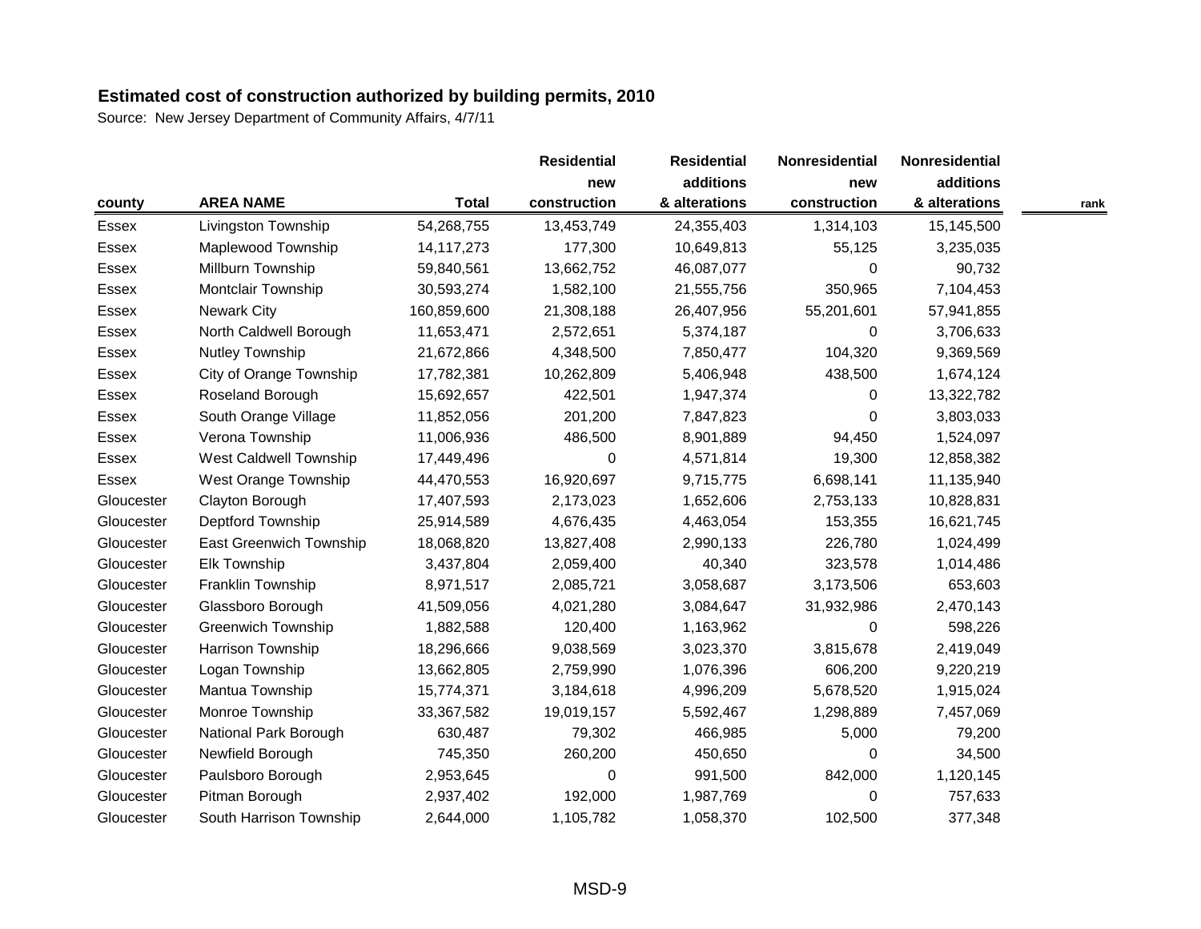**Estimated cost of construction authorized by building permits, 2010**

Source: New Jersey Department of Community Affairs, 4/7/11

| county | AREA NAME | Total | Residential new construction | Residential additions & alterations | Nonresidential new construction | Nonresidential additions & alterations | rank |
|---|---|---|---|---|---|---|---|
| Essex | Livingston Township | 54,268,755 | 13,453,749 | 24,355,403 | 1,314,103 | 15,145,500 | |
| Essex | Maplewood Township | 14,117,273 | 177,300 | 10,649,813 | 55,125 | 3,235,035 | |
| Essex | Millburn Township | 59,840,561 | 13,662,752 | 46,087,077 | 0 | 90,732 | |
| Essex | Montclair Township | 30,593,274 | 1,582,100 | 21,555,756 | 350,965 | 7,104,453 | |
| Essex | Newark City | 160,859,600 | 21,308,188 | 26,407,956 | 55,201,601 | 57,941,855 | |
| Essex | North Caldwell Borough | 11,653,471 | 2,572,651 | 5,374,187 | 0 | 3,706,633 | |
| Essex | Nutley Township | 21,672,866 | 4,348,500 | 7,850,477 | 104,320 | 9,369,569 | |
| Essex | City of Orange Township | 17,782,381 | 10,262,809 | 5,406,948 | 438,500 | 1,674,124 | |
| Essex | Roseland Borough | 15,692,657 | 422,501 | 1,947,374 | 0 | 13,322,782 | |
| Essex | South Orange Village | 11,852,056 | 201,200 | 7,847,823 | 0 | 3,803,033 | |
| Essex | Verona Township | 11,006,936 | 486,500 | 8,901,889 | 94,450 | 1,524,097 | |
| Essex | West Caldwell Township | 17,449,496 | 0 | 4,571,814 | 19,300 | 12,858,382 | |
| Essex | West Orange Township | 44,470,553 | 16,920,697 | 9,715,775 | 6,698,141 | 11,135,940 | |
| Gloucester | Clayton Borough | 17,407,593 | 2,173,023 | 1,652,606 | 2,753,133 | 10,828,831 | |
| Gloucester | Deptford Township | 25,914,589 | 4,676,435 | 4,463,054 | 153,355 | 16,621,745 | |
| Gloucester | East Greenwich Township | 18,068,820 | 13,827,408 | 2,990,133 | 226,780 | 1,024,499 | |
| Gloucester | Elk Township | 3,437,804 | 2,059,400 | 40,340 | 323,578 | 1,014,486 | |
| Gloucester | Franklin Township | 8,971,517 | 2,085,721 | 3,058,687 | 3,173,506 | 653,603 | |
| Gloucester | Glassboro Borough | 41,509,056 | 4,021,280 | 3,084,647 | 31,932,986 | 2,470,143 | |
| Gloucester | Greenwich Township | 1,882,588 | 120,400 | 1,163,962 | 0 | 598,226 | |
| Gloucester | Harrison Township | 18,296,666 | 9,038,569 | 3,023,370 | 3,815,678 | 2,419,049 | |
| Gloucester | Logan Township | 13,662,805 | 2,759,990 | 1,076,396 | 606,200 | 9,220,219 | |
| Gloucester | Mantua Township | 15,774,371 | 3,184,618 | 4,996,209 | 5,678,520 | 1,915,024 | |
| Gloucester | Monroe Township | 33,367,582 | 19,019,157 | 5,592,467 | 1,298,889 | 7,457,069 | |
| Gloucester | National Park Borough | 630,487 | 79,302 | 466,985 | 5,000 | 79,200 | |
| Gloucester | Newfield Borough | 745,350 | 260,200 | 450,650 | 0 | 34,500 | |
| Gloucester | Paulsboro Borough | 2,953,645 | 0 | 991,500 | 842,000 | 1,120,145 | |
| Gloucester | Pitman Borough | 2,937,402 | 192,000 | 1,987,769 | 0 | 757,633 | |
| Gloucester | South Harrison Township | 2,644,000 | 1,105,782 | 1,058,370 | 102,500 | 377,348 | |

MSD-9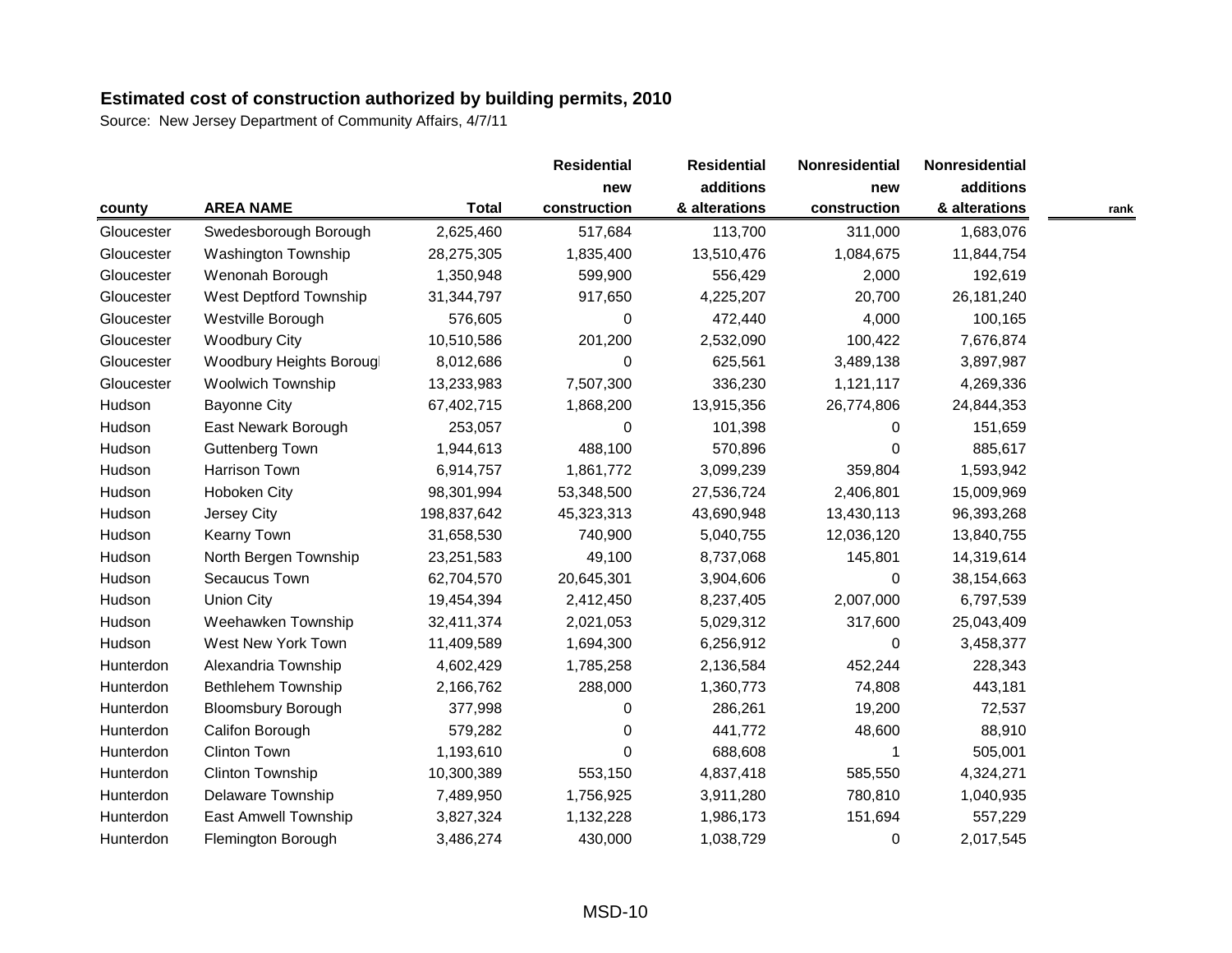**Estimated cost of construction authorized by building permits, 2010**

Source: New Jersey Department of Community Affairs, 4/7/11

| county | AREA NAME | Total | Residential new construction | Residential additions & alterations | Nonresidential new construction | Nonresidential additions & alterations | rank |
|---|---|---|---|---|---|---|---|
| Gloucester | Swedesborough Borough | 2,625,460 | 517,684 | 113,700 | 311,000 | 1,683,076 | |
| Gloucester | Washington Township | 28,275,305 | 1,835,400 | 13,510,476 | 1,084,675 | 11,844,754 | |
| Gloucester | Wenonah Borough | 1,350,948 | 599,900 | 556,429 | 2,000 | 192,619 | |
| Gloucester | West Deptford Township | 31,344,797 | 917,650 | 4,225,207 | 20,700 | 26,181,240 | |
| Gloucester | Westville Borough | 576,605 | 0 | 472,440 | 4,000 | 100,165 | |
| Gloucester | Woodbury City | 10,510,586 | 201,200 | 2,532,090 | 100,422 | 7,676,874 | |
| Gloucester | Woodbury Heights Borougl | 8,012,686 | 0 | 625,561 | 3,489,138 | 3,897,987 | |
| Gloucester | Woolwich Township | 13,233,983 | 7,507,300 | 336,230 | 1,121,117 | 4,269,336 | |
| Hudson | Bayonne City | 67,402,715 | 1,868,200 | 13,915,356 | 26,774,806 | 24,844,353 | |
| Hudson | East Newark Borough | 253,057 | 0 | 101,398 | 0 | 151,659 | |
| Hudson | Guttenberg Town | 1,944,613 | 488,100 | 570,896 | 0 | 885,617 | |
| Hudson | Harrison Town | 6,914,757 | 1,861,772 | 3,099,239 | 359,804 | 1,593,942 | |
| Hudson | Hoboken City | 98,301,994 | 53,348,500 | 27,536,724 | 2,406,801 | 15,009,969 | |
| Hudson | Jersey City | 198,837,642 | 45,323,313 | 43,690,948 | 13,430,113 | 96,393,268 | |
| Hudson | Kearny Town | 31,658,530 | 740,900 | 5,040,755 | 12,036,120 | 13,840,755 | |
| Hudson | North Bergen Township | 23,251,583 | 49,100 | 8,737,068 | 145,801 | 14,319,614 | |
| Hudson | Secaucus Town | 62,704,570 | 20,645,301 | 3,904,606 | 0 | 38,154,663 | |
| Hudson | Union City | 19,454,394 | 2,412,450 | 8,237,405 | 2,007,000 | 6,797,539 | |
| Hudson | Weehawken Township | 32,411,374 | 2,021,053 | 5,029,312 | 317,600 | 25,043,409 | |
| Hudson | West New York Town | 11,409,589 | 1,694,300 | 6,256,912 | 0 | 3,458,377 | |
| Hunterdon | Alexandria Township | 4,602,429 | 1,785,258 | 2,136,584 | 452,244 | 228,343 | |
| Hunterdon | Bethlehem Township | 2,166,762 | 288,000 | 1,360,773 | 74,808 | 443,181 | |
| Hunterdon | Bloomsbury Borough | 377,998 | 0 | 286,261 | 19,200 | 72,537 | |
| Hunterdon | Califon Borough | 579,282 | 0 | 441,772 | 48,600 | 88,910 | |
| Hunterdon | Clinton Town | 1,193,610 | 0 | 688,608 | 1 | 505,001 | |
| Hunterdon | Clinton Township | 10,300,389 | 553,150 | 4,837,418 | 585,550 | 4,324,271 | |
| Hunterdon | Delaware Township | 7,489,950 | 1,756,925 | 3,911,280 | 780,810 | 1,040,935 | |
| Hunterdon | East Amwell Township | 3,827,324 | 1,132,228 | 1,986,173 | 151,694 | 557,229 | |
| Hunterdon | Flemington Borough | 3,486,274 | 430,000 | 1,038,729 | 0 | 2,017,545 | |

MSD-10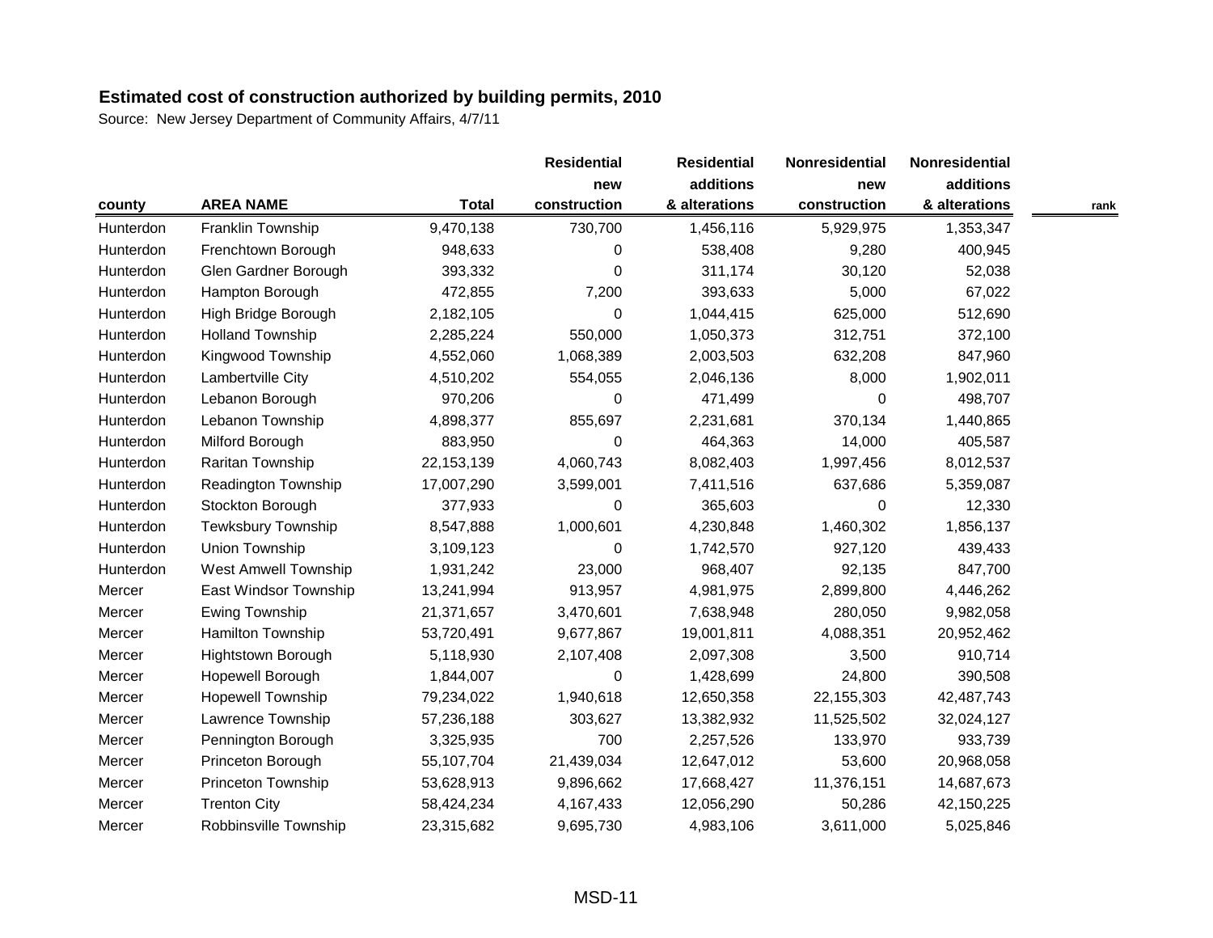## Estimated cost of construction authorized by building permits, 2010

Source: New Jersey Department of Community Affairs, 4/7/11

| county | AREA NAME | Total | Residential new construction | Residential additions & alterations | Nonresidential new construction | Nonresidential additions & alterations | rank |
|---|---|---|---|---|---|---|---|
| Hunterdon | Franklin Township | 9,470,138 | 730,700 | 1,456,116 | 5,929,975 | 1,353,347 | |
| Hunterdon | Frenchtown Borough | 948,633 | 0 | 538,408 | 9,280 | 400,945 | |
| Hunterdon | Glen Gardner Borough | 393,332 | 0 | 311,174 | 30,120 | 52,038 | |
| Hunterdon | Hampton Borough | 472,855 | 7,200 | 393,633 | 5,000 | 67,022 | |
| Hunterdon | High Bridge Borough | 2,182,105 | 0 | 1,044,415 | 625,000 | 512,690 | |
| Hunterdon | Holland Township | 2,285,224 | 550,000 | 1,050,373 | 312,751 | 372,100 | |
| Hunterdon | Kingwood Township | 4,552,060 | 1,068,389 | 2,003,503 | 632,208 | 847,960 | |
| Hunterdon | Lambertville City | 4,510,202 | 554,055 | 2,046,136 | 8,000 | 1,902,011 | |
| Hunterdon | Lebanon Borough | 970,206 | 0 | 471,499 | 0 | 498,707 | |
| Hunterdon | Lebanon Township | 4,898,377 | 855,697 | 2,231,681 | 370,134 | 1,440,865 | |
| Hunterdon | Milford Borough | 883,950 | 0 | 464,363 | 14,000 | 405,587 | |
| Hunterdon | Raritan Township | 22,153,139 | 4,060,743 | 8,082,403 | 1,997,456 | 8,012,537 | |
| Hunterdon | Readington Township | 17,007,290 | 3,599,001 | 7,411,516 | 637,686 | 5,359,087 | |
| Hunterdon | Stockton Borough | 377,933 | 0 | 365,603 | 0 | 12,330 | |
| Hunterdon | Tewksbury Township | 8,547,888 | 1,000,601 | 4,230,848 | 1,460,302 | 1,856,137 | |
| Hunterdon | Union Township | 3,109,123 | 0 | 1,742,570 | 927,120 | 439,433 | |
| Hunterdon | West Amwell Township | 1,931,242 | 23,000 | 968,407 | 92,135 | 847,700 | |
| Mercer | East Windsor Township | 13,241,994 | 913,957 | 4,981,975 | 2,899,800 | 4,446,262 | |
| Mercer | Ewing Township | 21,371,657 | 3,470,601 | 7,638,948 | 280,050 | 9,982,058 | |
| Mercer | Hamilton Township | 53,720,491 | 9,677,867 | 19,001,811 | 4,088,351 | 20,952,462 | |
| Mercer | Hightstown Borough | 5,118,930 | 2,107,408 | 2,097,308 | 3,500 | 910,714 | |
| Mercer | Hopewell Borough | 1,844,007 | 0 | 1,428,699 | 24,800 | 390,508 | |
| Mercer | Hopewell Township | 79,234,022 | 1,940,618 | 12,650,358 | 22,155,303 | 42,487,743 | |
| Mercer | Lawrence Township | 57,236,188 | 303,627 | 13,382,932 | 11,525,502 | 32,024,127 | |
| Mercer | Pennington Borough | 3,325,935 | 700 | 2,257,526 | 133,970 | 933,739 | |
| Mercer | Princeton Borough | 55,107,704 | 21,439,034 | 12,647,012 | 53,600 | 20,968,058 | |
| Mercer | Princeton Township | 53,628,913 | 9,896,662 | 17,668,427 | 11,376,151 | 14,687,673 | |
| Mercer | Trenton City | 58,424,234 | 4,167,433 | 12,056,290 | 50,286 | 42,150,225 | |
| Mercer | Robbinsville Township | 23,315,682 | 9,695,730 | 4,983,106 | 3,611,000 | 5,025,846 | |

MSD-11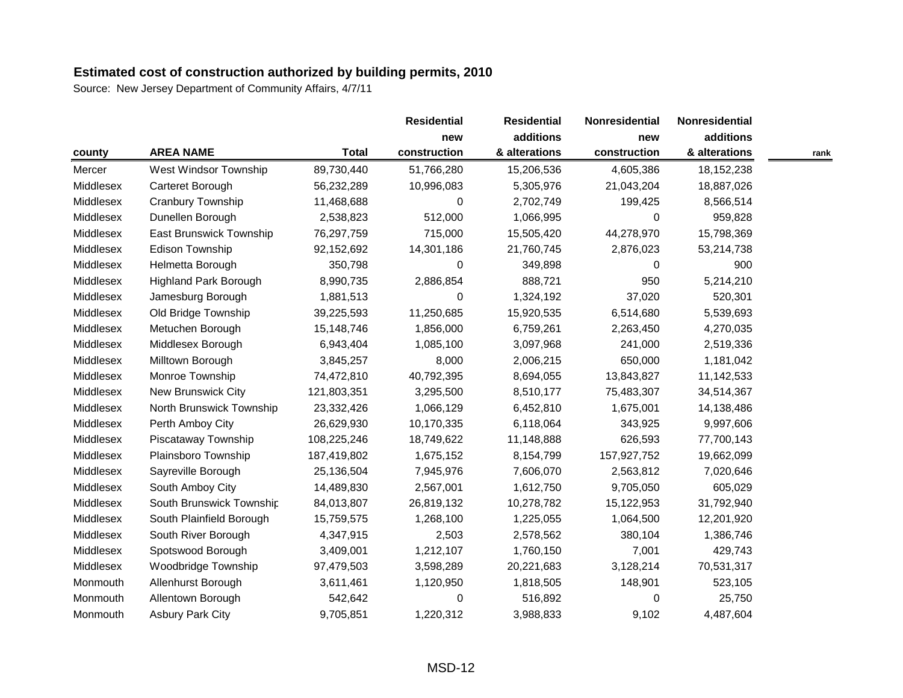## Estimated cost of construction authorized by building permits, 2010

Source: New Jersey Department of Community Affairs, 4/7/11

| county | AREA NAME | Total | Residential new construction | Residential additions & alterations | Nonresidential new construction | Nonresidential additions & alterations | rank |
|---|---|---|---|---|---|---|---|
| Mercer | West Windsor Township | 89,730,440 | 51,766,280 | 15,206,536 | 4,605,386 | 18,152,238 | |
| Middlesex | Carteret Borough | 56,232,289 | 10,996,083 | 5,305,976 | 21,043,204 | 18,887,026 | |
| Middlesex | Cranbury Township | 11,468,688 | 0 | 2,702,749 | 199,425 | 8,566,514 | |
| Middlesex | Dunellen Borough | 2,538,823 | 512,000 | 1,066,995 | 0 | 959,828 | |
| Middlesex | East Brunswick Township | 76,297,759 | 715,000 | 15,505,420 | 44,278,970 | 15,798,369 | |
| Middlesex | Edison Township | 92,152,692 | 14,301,186 | 21,760,745 | 2,876,023 | 53,214,738 | |
| Middlesex | Helmetta Borough | 350,798 | 0 | 349,898 | 0 | 900 | |
| Middlesex | Highland Park Borough | 8,990,735 | 2,886,854 | 888,721 | 950 | 5,214,210 | |
| Middlesex | Jamesburg Borough | 1,881,513 | 0 | 1,324,192 | 37,020 | 520,301 | |
| Middlesex | Old Bridge Township | 39,225,593 | 11,250,685 | 15,920,535 | 6,514,680 | 5,539,693 | |
| Middlesex | Metuchen Borough | 15,148,746 | 1,856,000 | 6,759,261 | 2,263,450 | 4,270,035 | |
| Middlesex | Middlesex Borough | 6,943,404 | 1,085,100 | 3,097,968 | 241,000 | 2,519,336 | |
| Middlesex | Milltown Borough | 3,845,257 | 8,000 | 2,006,215 | 650,000 | 1,181,042 | |
| Middlesex | Monroe Township | 74,472,810 | 40,792,395 | 8,694,055 | 13,843,827 | 11,142,533 | |
| Middlesex | New Brunswick City | 121,803,351 | 3,295,500 | 8,510,177 | 75,483,307 | 34,514,367 | |
| Middlesex | North Brunswick Township | 23,332,426 | 1,066,129 | 6,452,810 | 1,675,001 | 14,138,486 | |
| Middlesex | Perth Amboy City | 26,629,930 | 10,170,335 | 6,118,064 | 343,925 | 9,997,606 | |
| Middlesex | Piscataway Township | 108,225,246 | 18,749,622 | 11,148,888 | 626,593 | 77,700,143 | |
| Middlesex | Plainsboro Township | 187,419,802 | 1,675,152 | 8,154,799 | 157,927,752 | 19,662,099 | |
| Middlesex | Sayreville Borough | 25,136,504 | 7,945,976 | 7,606,070 | 2,563,812 | 7,020,646 | |
| Middlesex | South Amboy City | 14,489,830 | 2,567,001 | 1,612,750 | 9,705,050 | 605,029 | |
| Middlesex | South Brunswick Township | 84,013,807 | 26,819,132 | 10,278,782 | 15,122,953 | 31,792,940 | |
| Middlesex | South Plainfield Borough | 15,759,575 | 1,268,100 | 1,225,055 | 1,064,500 | 12,201,920 | |
| Middlesex | South River Borough | 4,347,915 | 2,503 | 2,578,562 | 380,104 | 1,386,746 | |
| Middlesex | Spotswood Borough | 3,409,001 | 1,212,107 | 1,760,150 | 7,001 | 429,743 | |
| Middlesex | Woodbridge Township | 97,479,503 | 3,598,289 | 20,221,683 | 3,128,214 | 70,531,317 | |
| Monmouth | Allenhurst Borough | 3,611,461 | 1,120,950 | 1,818,505 | 148,901 | 523,105 | |
| Monmouth | Allentown Borough | 542,642 | 0 | 516,892 | 0 | 25,750 | |
| Monmouth | Asbury Park City | 9,705,851 | 1,220,312 | 3,988,833 | 9,102 | 4,487,604 | |

MSD-12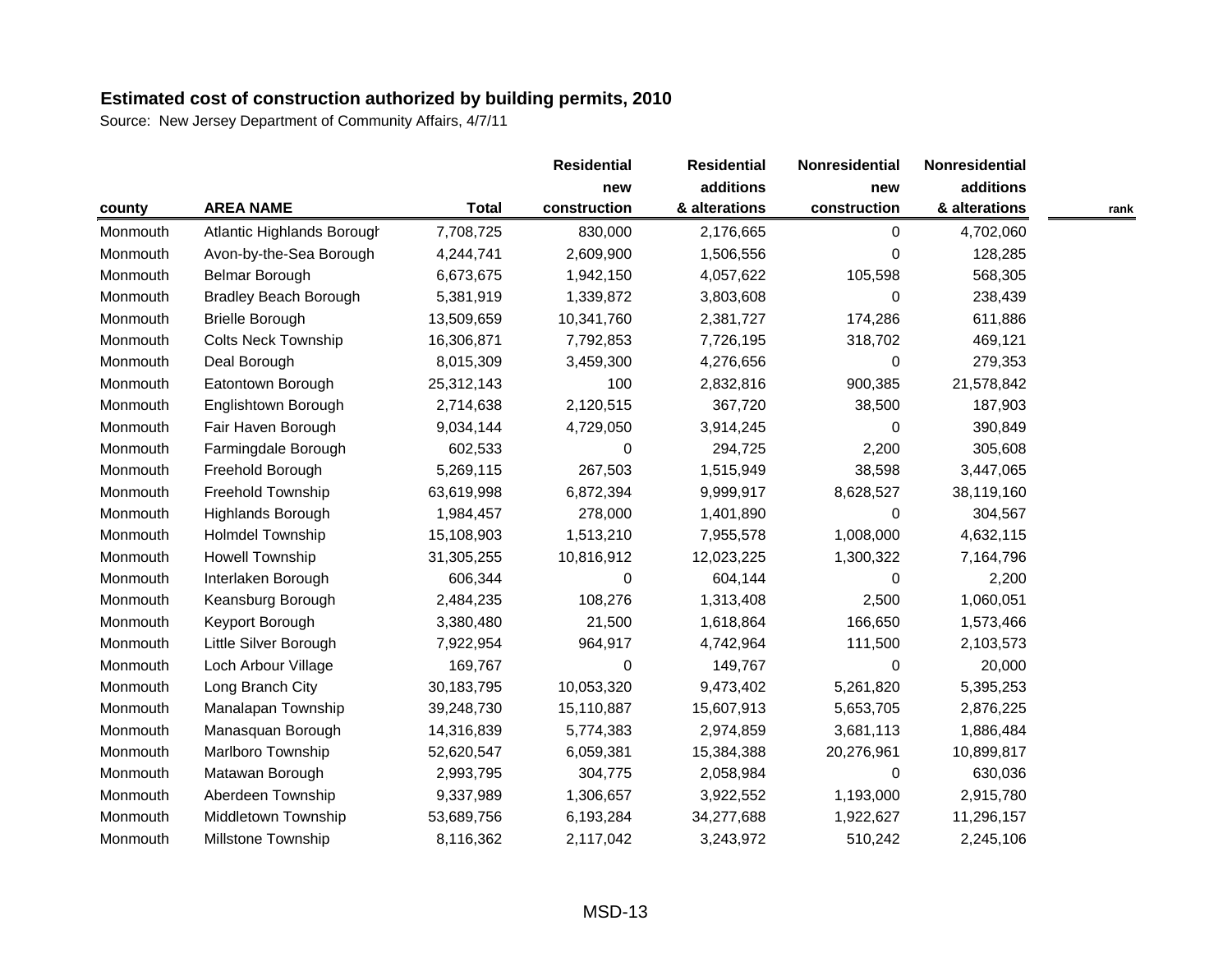**Estimated cost of construction authorized by building permits, 2010**

Source: New Jersey Department of Community Affairs, 4/7/11

| county | AREA NAME | Total | Residential new construction | Residential additions & alterations | Nonresidential new construction | Nonresidential additions & alterations | rank |
|---|---|---|---|---|---|---|---|
| Monmouth | Atlantic Highlands Borough | 7,708,725 | 830,000 | 2,176,665 | 0 | 4,702,060 | |
| Monmouth | Avon-by-the-Sea Borough | 4,244,741 | 2,609,900 | 1,506,556 | 0 | 128,285 | |
| Monmouth | Belmar Borough | 6,673,675 | 1,942,150 | 4,057,622 | 105,598 | 568,305 | |
| Monmouth | Bradley Beach Borough | 5,381,919 | 1,339,872 | 3,803,608 | 0 | 238,439 | |
| Monmouth | Brielle Borough | 13,509,659 | 10,341,760 | 2,381,727 | 174,286 | 611,886 | |
| Monmouth | Colts Neck Township | 16,306,871 | 7,792,853 | 7,726,195 | 318,702 | 469,121 | |
| Monmouth | Deal Borough | 8,015,309 | 3,459,300 | 4,276,656 | 0 | 279,353 | |
| Monmouth | Eatontown Borough | 25,312,143 | 100 | 2,832,816 | 900,385 | 21,578,842 | |
| Monmouth | Englishtown Borough | 2,714,638 | 2,120,515 | 367,720 | 38,500 | 187,903 | |
| Monmouth | Fair Haven Borough | 9,034,144 | 4,729,050 | 3,914,245 | 0 | 390,849 | |
| Monmouth | Farmingdale Borough | 602,533 | 0 | 294,725 | 2,200 | 305,608 | |
| Monmouth | Freehold Borough | 5,269,115 | 267,503 | 1,515,949 | 38,598 | 3,447,065 | |
| Monmouth | Freehold Township | 63,619,998 | 6,872,394 | 9,999,917 | 8,628,527 | 38,119,160 | |
| Monmouth | Highlands Borough | 1,984,457 | 278,000 | 1,401,890 | 0 | 304,567 | |
| Monmouth | Holmdel Township | 15,108,903 | 1,513,210 | 7,955,578 | 1,008,000 | 4,632,115 | |
| Monmouth | Howell Township | 31,305,255 | 10,816,912 | 12,023,225 | 1,300,322 | 7,164,796 | |
| Monmouth | Interlaken Borough | 606,344 | 0 | 604,144 | 0 | 2,200 | |
| Monmouth | Keansburg Borough | 2,484,235 | 108,276 | 1,313,408 | 2,500 | 1,060,051 | |
| Monmouth | Keyport Borough | 3,380,480 | 21,500 | 1,618,864 | 166,650 | 1,573,466 | |
| Monmouth | Little Silver Borough | 7,922,954 | 964,917 | 4,742,964 | 111,500 | 2,103,573 | |
| Monmouth | Loch Arbour Village | 169,767 | 0 | 149,767 | 0 | 20,000 | |
| Monmouth | Long Branch City | 30,183,795 | 10,053,320 | 9,473,402 | 5,261,820 | 5,395,253 | |
| Monmouth | Manalapan Township | 39,248,730 | 15,110,887 | 15,607,913 | 5,653,705 | 2,876,225 | |
| Monmouth | Manasquan Borough | 14,316,839 | 5,774,383 | 2,974,859 | 3,681,113 | 1,886,484 | |
| Monmouth | Marlboro Township | 52,620,547 | 6,059,381 | 15,384,388 | 20,276,961 | 10,899,817 | |
| Monmouth | Matawan Borough | 2,993,795 | 304,775 | 2,058,984 | 0 | 630,036 | |
| Monmouth | Aberdeen Township | 9,337,989 | 1,306,657 | 3,922,552 | 1,193,000 | 2,915,780 | |
| Monmouth | Middletown Township | 53,689,756 | 6,193,284 | 34,277,688 | 1,922,627 | 11,296,157 | |
| Monmouth | Millstone Township | 8,116,362 | 2,117,042 | 3,243,972 | 510,242 | 2,245,106 | |

MSD-13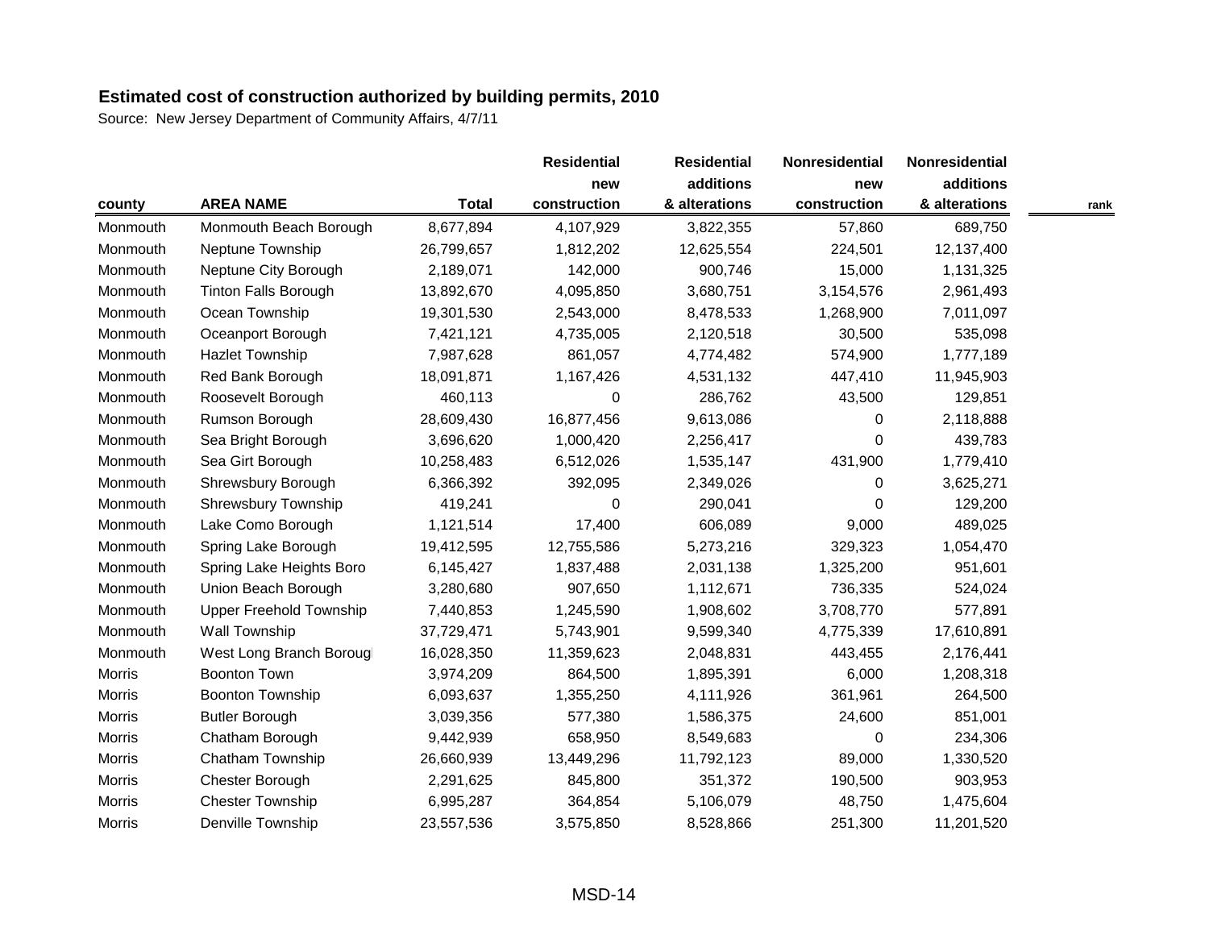**Estimated cost of construction authorized by building permits, 2010**

Source: New Jersey Department of Community Affairs, 4/7/11

| county | AREA NAME | Total | Residential new construction | Residential additions & alterations | Nonresidential new construction | Nonresidential additions & alterations | rank |
|---|---|---|---|---|---|---|---|
| Monmouth | Monmouth Beach Borough | 8,677,894 | 4,107,929 | 3,822,355 | 57,860 | 689,750 | |
| Monmouth | Neptune Township | 26,799,657 | 1,812,202 | 12,625,554 | 224,501 | 12,137,400 | |
| Monmouth | Neptune City Borough | 2,189,071 | 142,000 | 900,746 | 15,000 | 1,131,325 | |
| Monmouth | Tinton Falls Borough | 13,892,670 | 4,095,850 | 3,680,751 | 3,154,576 | 2,961,493 | |
| Monmouth | Ocean Township | 19,301,530 | 2,543,000 | 8,478,533 | 1,268,900 | 7,011,097 | |
| Monmouth | Oceanport Borough | 7,421,121 | 4,735,005 | 2,120,518 | 30,500 | 535,098 | |
| Monmouth | Hazlet Township | 7,987,628 | 861,057 | 4,774,482 | 574,900 | 1,777,189 | |
| Monmouth | Red Bank Borough | 18,091,871 | 1,167,426 | 4,531,132 | 447,410 | 11,945,903 | |
| Monmouth | Roosevelt Borough | 460,113 | 0 | 286,762 | 43,500 | 129,851 | |
| Monmouth | Rumson Borough | 28,609,430 | 16,877,456 | 9,613,086 | 0 | 2,118,888 | |
| Monmouth | Sea Bright Borough | 3,696,620 | 1,000,420 | 2,256,417 | 0 | 439,783 | |
| Monmouth | Sea Girt Borough | 10,258,483 | 6,512,026 | 1,535,147 | 431,900 | 1,779,410 | |
| Monmouth | Shrewsbury Borough | 6,366,392 | 392,095 | 2,349,026 | 0 | 3,625,271 | |
| Monmouth | Shrewsbury Township | 419,241 | 0 | 290,041 | 0 | 129,200 | |
| Monmouth | Lake Como Borough | 1,121,514 | 17,400 | 606,089 | 9,000 | 489,025 | |
| Monmouth | Spring Lake Borough | 19,412,595 | 12,755,586 | 5,273,216 | 329,323 | 1,054,470 | |
| Monmouth | Spring Lake Heights Boro | 6,145,427 | 1,837,488 | 2,031,138 | 1,325,200 | 951,601 | |
| Monmouth | Union Beach Borough | 3,280,680 | 907,650 | 1,112,671 | 736,335 | 524,024 | |
| Monmouth | Upper Freehold Township | 7,440,853 | 1,245,590 | 1,908,602 | 3,708,770 | 577,891 | |
| Monmouth | Wall Township | 37,729,471 | 5,743,901 | 9,599,340 | 4,775,339 | 17,610,891 | |
| Monmouth | West Long Branch Boroug | 16,028,350 | 11,359,623 | 2,048,831 | 443,455 | 2,176,441 | |
| Morris | Boonton Town | 3,974,209 | 864,500 | 1,895,391 | 6,000 | 1,208,318 | |
| Morris | Boonton Township | 6,093,637 | 1,355,250 | 4,111,926 | 361,961 | 264,500 | |
| Morris | Butler Borough | 3,039,356 | 577,380 | 1,586,375 | 24,600 | 851,001 | |
| Morris | Chatham Borough | 9,442,939 | 658,950 | 8,549,683 | 0 | 234,306 | |
| Morris | Chatham Township | 26,660,939 | 13,449,296 | 11,792,123 | 89,000 | 1,330,520 | |
| Morris | Chester Borough | 2,291,625 | 845,800 | 351,372 | 190,500 | 903,953 | |
| Morris | Chester Township | 6,995,287 | 364,854 | 5,106,079 | 48,750 | 1,475,604 | |
| Morris | Denville Township | 23,557,536 | 3,575,850 | 8,528,866 | 251,300 | 11,201,520 | |

MSD-14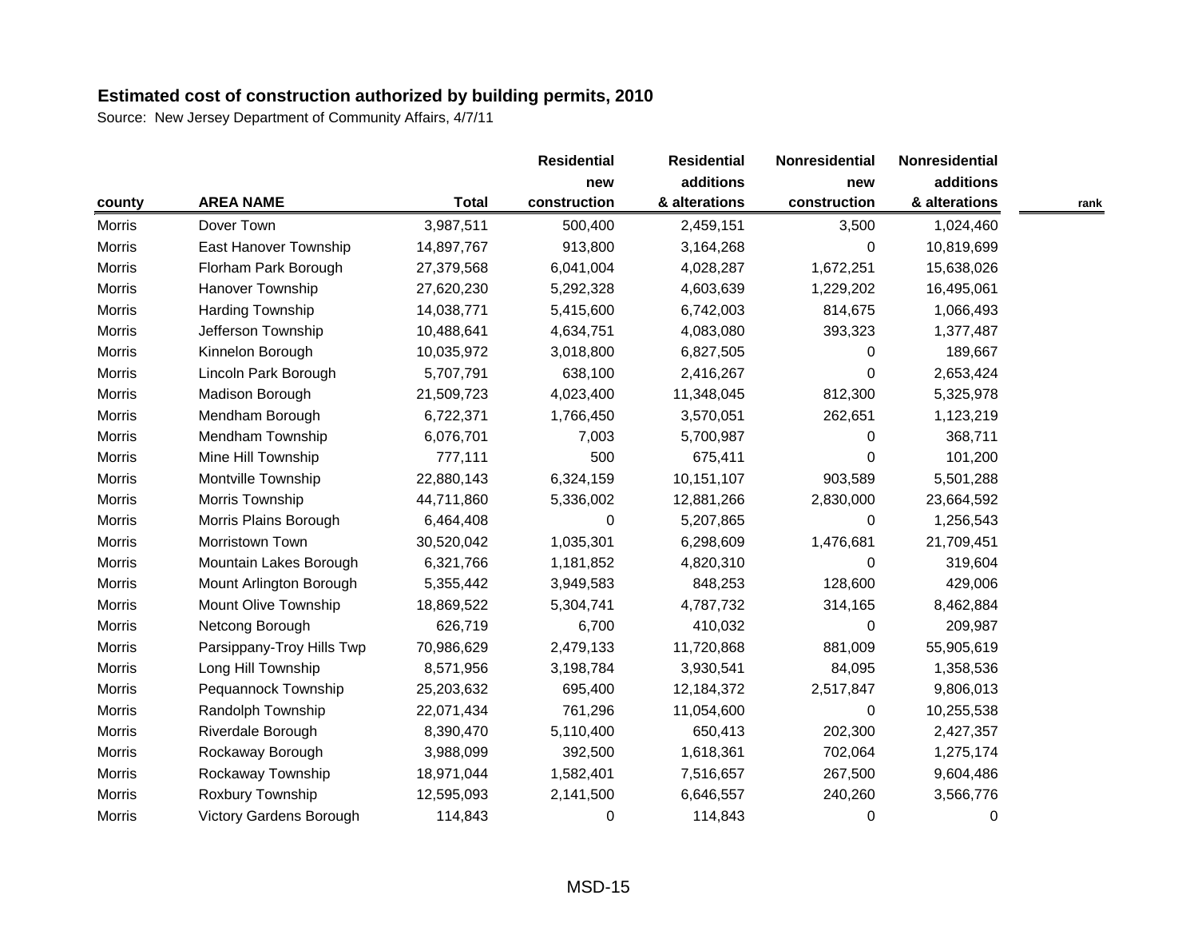**Estimated cost of construction authorized by building permits, 2010**

Source: New Jersey Department of Community Affairs, 4/7/11

| county | AREA NAME | Total | Residential new construction | Residential additions & alterations | Nonresidential new construction | Nonresidential additions & alterations | rank |
|---|---|---|---|---|---|---|---|
| Morris | Dover Town | 3,987,511 | 500,400 | 2,459,151 | 3,500 | 1,024,460 | |
| Morris | East Hanover Township | 14,897,767 | 913,800 | 3,164,268 | 0 | 10,819,699 | |
| Morris | Florham Park Borough | 27,379,568 | 6,041,004 | 4,028,287 | 1,672,251 | 15,638,026 | |
| Morris | Hanover Township | 27,620,230 | 5,292,328 | 4,603,639 | 1,229,202 | 16,495,061 | |
| Morris | Harding Township | 14,038,771 | 5,415,600 | 6,742,003 | 814,675 | 1,066,493 | |
| Morris | Jefferson Township | 10,488,641 | 4,634,751 | 4,083,080 | 393,323 | 1,377,487 | |
| Morris | Kinnelon Borough | 10,035,972 | 3,018,800 | 6,827,505 | 0 | 189,667 | |
| Morris | Lincoln Park Borough | 5,707,791 | 638,100 | 2,416,267 | 0 | 2,653,424 | |
| Morris | Madison Borough | 21,509,723 | 4,023,400 | 11,348,045 | 812,300 | 5,325,978 | |
| Morris | Mendham Borough | 6,722,371 | 1,766,450 | 3,570,051 | 262,651 | 1,123,219 | |
| Morris | Mendham Township | 6,076,701 | 7,003 | 5,700,987 | 0 | 368,711 | |
| Morris | Mine Hill Township | 777,111 | 500 | 675,411 | 0 | 101,200 | |
| Morris | Montville Township | 22,880,143 | 6,324,159 | 10,151,107 | 903,589 | 5,501,288 | |
| Morris | Morris Township | 44,711,860 | 5,336,002 | 12,881,266 | 2,830,000 | 23,664,592 | |
| Morris | Morris Plains Borough | 6,464,408 | 0 | 5,207,865 | 0 | 1,256,543 | |
| Morris | Morristown Town | 30,520,042 | 1,035,301 | 6,298,609 | 1,476,681 | 21,709,451 | |
| Morris | Mountain Lakes Borough | 6,321,766 | 1,181,852 | 4,820,310 | 0 | 319,604 | |
| Morris | Mount Arlington Borough | 5,355,442 | 3,949,583 | 848,253 | 128,600 | 429,006 | |
| Morris | Mount Olive Township | 18,869,522 | 5,304,741 | 4,787,732 | 314,165 | 8,462,884 | |
| Morris | Netcong Borough | 626,719 | 6,700 | 410,032 | 0 | 209,987 | |
| Morris | Parsippany-Troy Hills Twp | 70,986,629 | 2,479,133 | 11,720,868 | 881,009 | 55,905,619 | |
| Morris | Long Hill Township | 8,571,956 | 3,198,784 | 3,930,541 | 84,095 | 1,358,536 | |
| Morris | Pequannock Township | 25,203,632 | 695,400 | 12,184,372 | 2,517,847 | 9,806,013 | |
| Morris | Randolph Township | 22,071,434 | 761,296 | 11,054,600 | 0 | 10,255,538 | |
| Morris | Riverdale Borough | 8,390,470 | 5,110,400 | 650,413 | 202,300 | 2,427,357 | |
| Morris | Rockaway Borough | 3,988,099 | 392,500 | 1,618,361 | 702,064 | 1,275,174 | |
| Morris | Rockaway Township | 18,971,044 | 1,582,401 | 7,516,657 | 267,500 | 9,604,486 | |
| Morris | Roxbury Township | 12,595,093 | 2,141,500 | 6,646,557 | 240,260 | 3,566,776 | |
| Morris | Victory Gardens Borough | 114,843 | 0 | 114,843 | 0 | 0 | |

MSD-15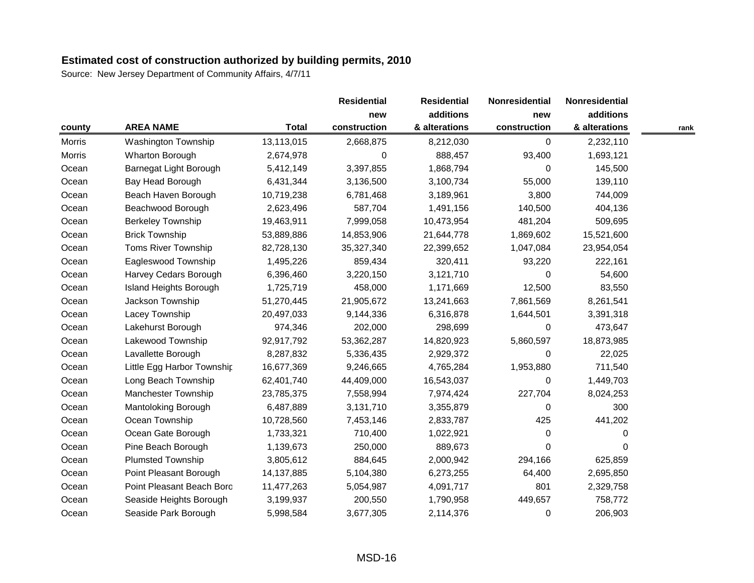**Estimated cost of construction authorized by building permits, 2010**

Source: New Jersey Department of Community Affairs, 4/7/11

| county | AREA NAME | Total | Residential new construction | Residential additions & alterations | Nonresidential new construction | Nonresidential additions & alterations | rank |
|---|---|---|---|---|---|---|---|
| Morris | Washington Township | 13,113,015 | 2,668,875 | 8,212,030 | 0 | 2,232,110 | |
| Morris | Wharton Borough | 2,674,978 | 0 | 888,457 | 93,400 | 1,693,121 | |
| Ocean | Barnegat Light Borough | 5,412,149 | 3,397,855 | 1,868,794 | 0 | 145,500 | |
| Ocean | Bay Head Borough | 6,431,344 | 3,136,500 | 3,100,734 | 55,000 | 139,110 | |
| Ocean | Beach Haven Borough | 10,719,238 | 6,781,468 | 3,189,961 | 3,800 | 744,009 | |
| Ocean | Beachwood Borough | 2,623,496 | 587,704 | 1,491,156 | 140,500 | 404,136 | |
| Ocean | Berkeley Township | 19,463,911 | 7,999,058 | 10,473,954 | 481,204 | 509,695 | |
| Ocean | Brick Township | 53,889,886 | 14,853,906 | 21,644,778 | 1,869,602 | 15,521,600 | |
| Ocean | Toms River Township | 82,728,130 | 35,327,340 | 22,399,652 | 1,047,084 | 23,954,054 | |
| Ocean | Eagleswood Township | 1,495,226 | 859,434 | 320,411 | 93,220 | 222,161 | |
| Ocean | Harvey Cedars Borough | 6,396,460 | 3,220,150 | 3,121,710 | 0 | 54,600 | |
| Ocean | Island Heights Borough | 1,725,719 | 458,000 | 1,171,669 | 12,500 | 83,550 | |
| Ocean | Jackson Township | 51,270,445 | 21,905,672 | 13,241,663 | 7,861,569 | 8,261,541 | |
| Ocean | Lacey Township | 20,497,033 | 9,144,336 | 6,316,878 | 1,644,501 | 3,391,318 | |
| Ocean | Lakehurst Borough | 974,346 | 202,000 | 298,699 | 0 | 473,647 | |
| Ocean | Lakewood Township | 92,917,792 | 53,362,287 | 14,820,923 | 5,860,597 | 18,873,985 | |
| Ocean | Lavallette Borough | 8,287,832 | 5,336,435 | 2,929,372 | 0 | 22,025 | |
| Ocean | Little Egg Harbor Townshir | 16,677,369 | 9,246,665 | 4,765,284 | 1,953,880 | 711,540 | |
| Ocean | Long Beach Township | 62,401,740 | 44,409,000 | 16,543,037 | 0 | 1,449,703 | |
| Ocean | Manchester Township | 23,785,375 | 7,558,994 | 7,974,424 | 227,704 | 8,024,253 | |
| Ocean | Mantoloking Borough | 6,487,889 | 3,131,710 | 3,355,879 | 0 | 300 | |
| Ocean | Ocean Township | 10,728,560 | 7,453,146 | 2,833,787 | 425 | 441,202 | |
| Ocean | Ocean Gate Borough | 1,733,321 | 710,400 | 1,022,921 | 0 | 0 | |
| Ocean | Pine Beach Borough | 1,139,673 | 250,000 | 889,673 | 0 | 0 | |
| Ocean | Plumsted Township | 3,805,612 | 884,645 | 2,000,942 | 294,166 | 625,859 | |
| Ocean | Point Pleasant Borough | 14,137,885 | 5,104,380 | 6,273,255 | 64,400 | 2,695,850 | |
| Ocean | Point Pleasant Beach Borc | 11,477,263 | 5,054,987 | 4,091,717 | 801 | 2,329,758 | |
| Ocean | Seaside Heights Borough | 3,199,937 | 200,550 | 1,790,958 | 449,657 | 758,772 | |
| Ocean | Seaside Park Borough | 5,998,584 | 3,677,305 | 2,114,376 | 0 | 206,903 | |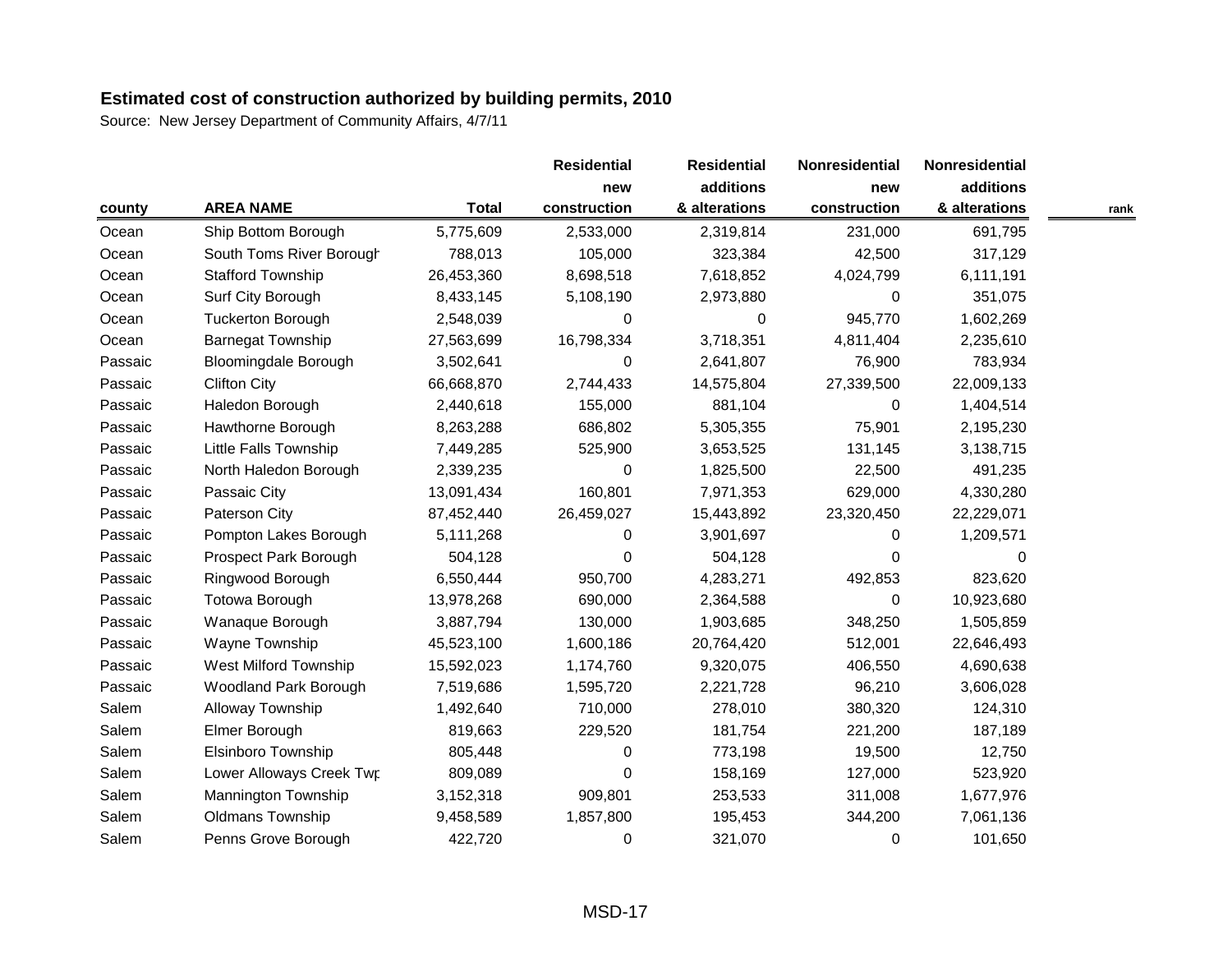# Estimated cost of construction authorized by building permits, 2010

Source: New Jersey Department of Community Affairs, 4/7/11

| county | AREA NAME | Total | Residential new construction | Residential additions & alterations | Nonresidential new construction | Nonresidential additions & alterations | rank |
|---|---|---|---|---|---|---|---|
| Ocean | Ship Bottom Borough | 5,775,609 | 2,533,000 | 2,319,814 | 231,000 | 691,795 | |
| Ocean | South Toms River Borough | 788,013 | 105,000 | 323,384 | 42,500 | 317,129 | |
| Ocean | Stafford Township | 26,453,360 | 8,698,518 | 7,618,852 | 4,024,799 | 6,111,191 | |
| Ocean | Surf City Borough | 8,433,145 | 5,108,190 | 2,973,880 | 0 | 351,075 | |
| Ocean | Tuckerton Borough | 2,548,039 | 0 | 0 | 945,770 | 1,602,269 | |
| Ocean | Barnegat Township | 27,563,699 | 16,798,334 | 3,718,351 | 4,811,404 | 2,235,610 | |
| Passaic | Bloomingdale Borough | 3,502,641 | 0 | 2,641,807 | 76,900 | 783,934 | |
| Passaic | Clifton City | 66,668,870 | 2,744,433 | 14,575,804 | 27,339,500 | 22,009,133 | |
| Passaic | Haledon Borough | 2,440,618 | 155,000 | 881,104 | 0 | 1,404,514 | |
| Passaic | Hawthorne Borough | 8,263,288 | 686,802 | 5,305,355 | 75,901 | 2,195,230 | |
| Passaic | Little Falls Township | 7,449,285 | 525,900 | 3,653,525 | 131,145 | 3,138,715 | |
| Passaic | North Haledon Borough | 2,339,235 | 0 | 1,825,500 | 22,500 | 491,235 | |
| Passaic | Passaic City | 13,091,434 | 160,801 | 7,971,353 | 629,000 | 4,330,280 | |
| Passaic | Paterson City | 87,452,440 | 26,459,027 | 15,443,892 | 23,320,450 | 22,229,071 | |
| Passaic | Pompton Lakes Borough | 5,111,268 | 0 | 3,901,697 | 0 | 1,209,571 | |
| Passaic | Prospect Park Borough | 504,128 | 0 | 504,128 | 0 | 0 | |
| Passaic | Ringwood Borough | 6,550,444 | 950,700 | 4,283,271 | 492,853 | 823,620 | |
| Passaic | Totowa Borough | 13,978,268 | 690,000 | 2,364,588 | 0 | 10,923,680 | |
| Passaic | Wanaque Borough | 3,887,794 | 130,000 | 1,903,685 | 348,250 | 1,505,859 | |
| Passaic | Wayne Township | 45,523,100 | 1,600,186 | 20,764,420 | 512,001 | 22,646,493 | |
| Passaic | West Milford Township | 15,592,023 | 1,174,760 | 9,320,075 | 406,550 | 4,690,638 | |
| Passaic | Woodland Park Borough | 7,519,686 | 1,595,720 | 2,221,728 | 96,210 | 3,606,028 | |
| Salem | Alloway Township | 1,492,640 | 710,000 | 278,010 | 380,320 | 124,310 | |
| Salem | Elmer Borough | 819,663 | 229,520 | 181,754 | 221,200 | 187,189 | |
| Salem | Elsinboro Township | 805,448 | 0 | 773,198 | 19,500 | 12,750 | |
| Salem | Lower Alloways Creek Twp | 809,089 | 0 | 158,169 | 127,000 | 523,920 | |
| Salem | Mannington Township | 3,152,318 | 909,801 | 253,533 | 311,008 | 1,677,976 | |
| Salem | Oldmans Township | 9,458,589 | 1,857,800 | 195,453 | 344,200 | 7,061,136 | |
| Salem | Penns Grove Borough | 422,720 | 0 | 321,070 | 0 | 101,650 | |

MSD-17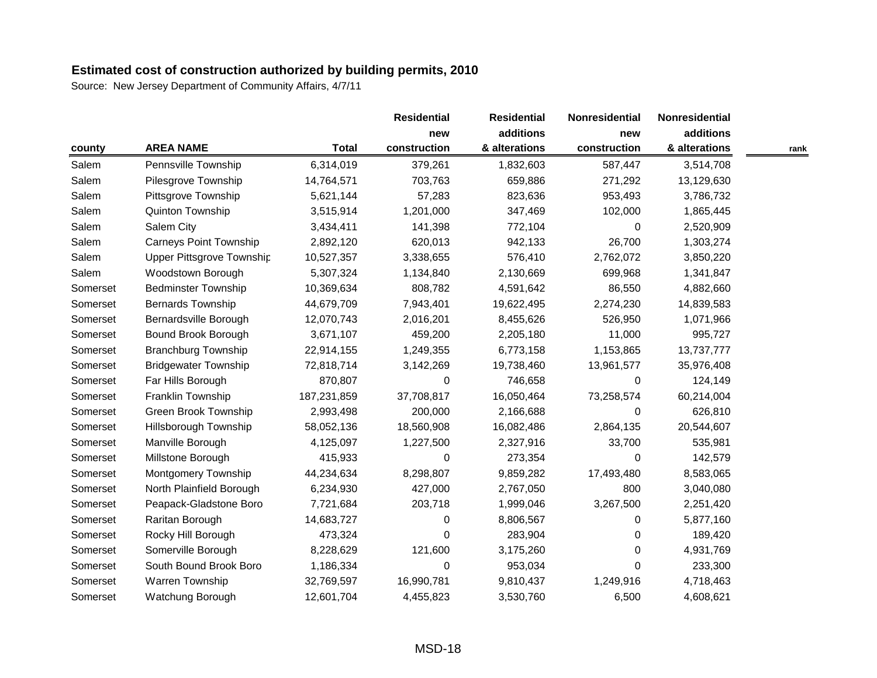# Estimated cost of construction authorized by building permits, 2010

Source: New Jersey Department of Community Affairs, 4/7/11

| county | AREA NAME | Total | Residential new construction | Residential additions & alterations | Nonresidential new construction | Nonresidential additions & alterations | rank |
|---|---|---|---|---|---|---|---|
| Salem | Pennsville Township | 6,314,019 | 379,261 | 1,832,603 | 587,447 | 3,514,708 | |
| Salem | Pilesgrove Township | 14,764,571 | 703,763 | 659,886 | 271,292 | 13,129,630 | |
| Salem | Pittsgrove Township | 5,621,144 | 57,283 | 823,636 | 953,493 | 3,786,732 | |
| Salem | Quinton Township | 3,515,914 | 1,201,000 | 347,469 | 102,000 | 1,865,445 | |
| Salem | Salem City | 3,434,411 | 141,398 | 772,104 | 0 | 2,520,909 | |
| Salem | Carneys Point Township | 2,892,120 | 620,013 | 942,133 | 26,700 | 1,303,274 | |
| Salem | Upper Pittsgrove Township | 10,527,357 | 3,338,655 | 576,410 | 2,762,072 | 3,850,220 | |
| Salem | Woodstown Borough | 5,307,324 | 1,134,840 | 2,130,669 | 699,968 | 1,341,847 | |
| Somerset | Bedminster Township | 10,369,634 | 808,782 | 4,591,642 | 86,550 | 4,882,660 | |
| Somerset | Bernards Township | 44,679,709 | 7,943,401 | 19,622,495 | 2,274,230 | 14,839,583 | |
| Somerset | Bernardsville Borough | 12,070,743 | 2,016,201 | 8,455,626 | 526,950 | 1,071,966 | |
| Somerset | Bound Brook Borough | 3,671,107 | 459,200 | 2,205,180 | 11,000 | 995,727 | |
| Somerset | Branchburg Township | 22,914,155 | 1,249,355 | 6,773,158 | 1,153,865 | 13,737,777 | |
| Somerset | Bridgewater Township | 72,818,714 | 3,142,269 | 19,738,460 | 13,961,577 | 35,976,408 | |
| Somerset | Far Hills Borough | 870,807 | 0 | 746,658 | 0 | 124,149 | |
| Somerset | Franklin Township | 187,231,859 | 37,708,817 | 16,050,464 | 73,258,574 | 60,214,004 | |
| Somerset | Green Brook Township | 2,993,498 | 200,000 | 2,166,688 | 0 | 626,810 | |
| Somerset | Hillsborough Township | 58,052,136 | 18,560,908 | 16,082,486 | 2,864,135 | 20,544,607 | |
| Somerset | Manville Borough | 4,125,097 | 1,227,500 | 2,327,916 | 33,700 | 535,981 | |
| Somerset | Millstone Borough | 415,933 | 0 | 273,354 | 0 | 142,579 | |
| Somerset | Montgomery Township | 44,234,634 | 8,298,807 | 9,859,282 | 17,493,480 | 8,583,065 | |
| Somerset | North Plainfield Borough | 6,234,930 | 427,000 | 2,767,050 | 800 | 3,040,080 | |
| Somerset | Peapack-Gladstone Boro | 7,721,684 | 203,718 | 1,999,046 | 3,267,500 | 2,251,420 | |
| Somerset | Raritan Borough | 14,683,727 | 0 | 8,806,567 | 0 | 5,877,160 | |
| Somerset | Rocky Hill Borough | 473,324 | 0 | 283,904 | 0 | 189,420 | |
| Somerset | Somerville Borough | 8,228,629 | 121,600 | 3,175,260 | 0 | 4,931,769 | |
| Somerset | South Bound Brook Boro | 1,186,334 | 0 | 953,034 | 0 | 233,300 | |
| Somerset | Warren Township | 32,769,597 | 16,990,781 | 9,810,437 | 1,249,916 | 4,718,463 | |
| Somerset | Watchung Borough | 12,601,704 | 4,455,823 | 3,530,760 | 6,500 | 4,608,621 | |

MSD-18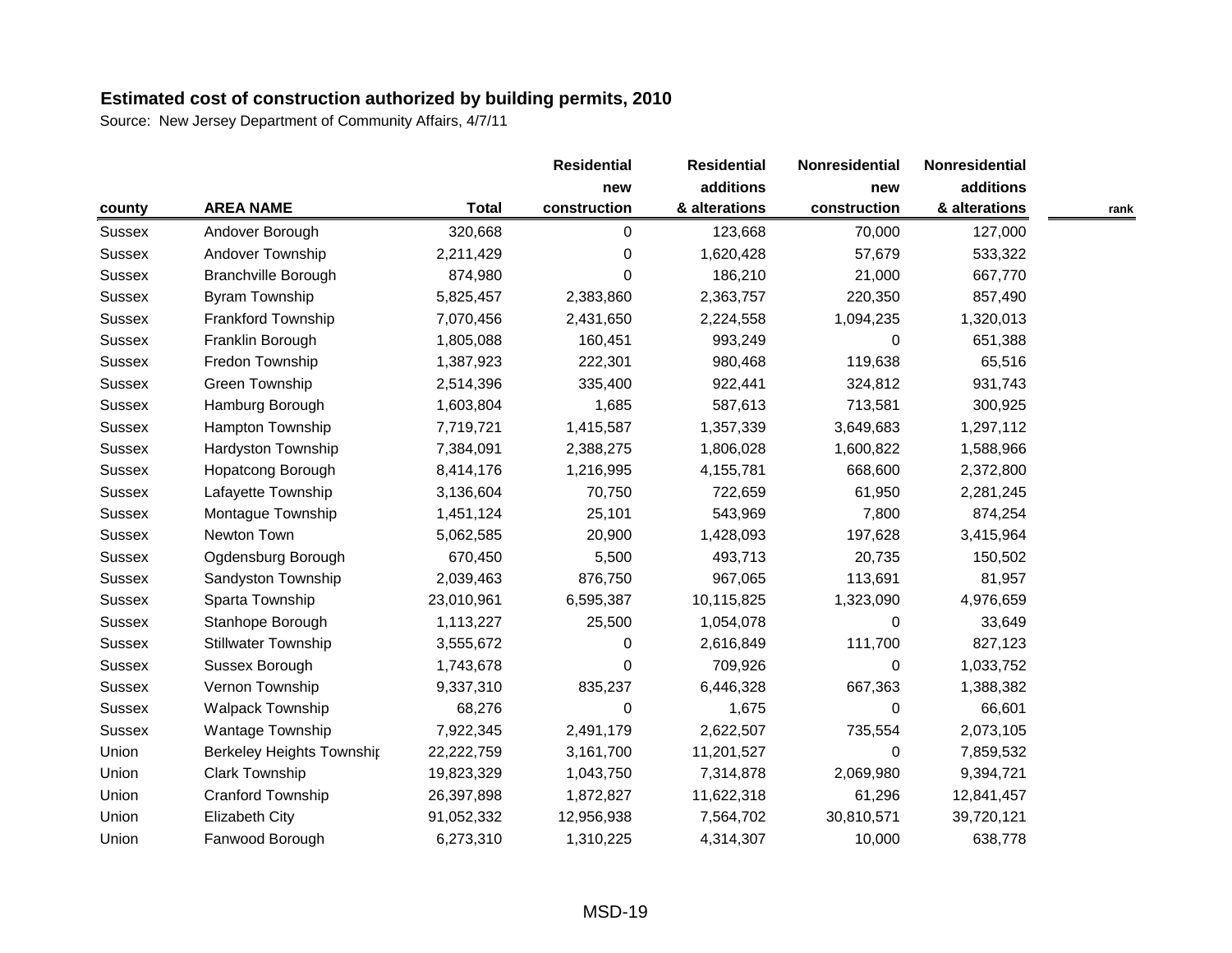**Estimated cost of construction authorized by building permits, 2010**

Source: New Jersey Department of Community Affairs, 4/7/11

| county | AREA NAME | Total | Residential new construction | Residential additions & alterations | Nonresidential new construction | Nonresidential additions & alterations | rank |
|---|---|---|---|---|---|---|---|
| Sussex | Andover Borough | 320,668 | 0 | 123,668 | 70,000 | 127,000 | |
| Sussex | Andover Township | 2,211,429 | 0 | 1,620,428 | 57,679 | 533,322 | |
| Sussex | Branchville Borough | 874,980 | 0 | 186,210 | 21,000 | 667,770 | |
| Sussex | Byram Township | 5,825,457 | 2,383,860 | 2,363,757 | 220,350 | 857,490 | |
| Sussex | Frankford Township | 7,070,456 | 2,431,650 | 2,224,558 | 1,094,235 | 1,320,013 | |
| Sussex | Franklin Borough | 1,805,088 | 160,451 | 993,249 | 0 | 651,388 | |
| Sussex | Fredon Township | 1,387,923 | 222,301 | 980,468 | 119,638 | 65,516 | |
| Sussex | Green Township | 2,514,396 | 335,400 | 922,441 | 324,812 | 931,743 | |
| Sussex | Hamburg Borough | 1,603,804 | 1,685 | 587,613 | 713,581 | 300,925 | |
| Sussex | Hampton Township | 7,719,721 | 1,415,587 | 1,357,339 | 3,649,683 | 1,297,112 | |
| Sussex | Hardyston Township | 7,384,091 | 2,388,275 | 1,806,028 | 1,600,822 | 1,588,966 | |
| Sussex | Hopatcong Borough | 8,414,176 | 1,216,995 | 4,155,781 | 668,600 | 2,372,800 | |
| Sussex | Lafayette Township | 3,136,604 | 70,750 | 722,659 | 61,950 | 2,281,245 | |
| Sussex | Montague Township | 1,451,124 | 25,101 | 543,969 | 7,800 | 874,254 | |
| Sussex | Newton Town | 5,062,585 | 20,900 | 1,428,093 | 197,628 | 3,415,964 | |
| Sussex | Ogdensburg Borough | 670,450 | 5,500 | 493,713 | 20,735 | 150,502 | |
| Sussex | Sandyston Township | 2,039,463 | 876,750 | 967,065 | 113,691 | 81,957 | |
| Sussex | Sparta Township | 23,010,961 | 6,595,387 | 10,115,825 | 1,323,090 | 4,976,659 | |
| Sussex | Stanhope Borough | 1,113,227 | 25,500 | 1,054,078 | 0 | 33,649 | |
| Sussex | Stillwater Township | 3,555,672 | 0 | 2,616,849 | 111,700 | 827,123 | |
| Sussex | Sussex Borough | 1,743,678 | 0 | 709,926 | 0 | 1,033,752 | |
| Sussex | Vernon Township | 9,337,310 | 835,237 | 6,446,328 | 667,363 | 1,388,382 | |
| Sussex | Walpack Township | 68,276 | 0 | 1,675 | 0 | 66,601 | |
| Sussex | Wantage Township | 7,922,345 | 2,491,179 | 2,622,507 | 735,554 | 2,073,105 | |
| Union | Berkeley Heights Township | 22,222,759 | 3,161,700 | 11,201,527 | 0 | 7,859,532 | |
| Union | Clark Township | 19,823,329 | 1,043,750 | 7,314,878 | 2,069,980 | 9,394,721 | |
| Union | Cranford Township | 26,397,898 | 1,872,827 | 11,622,318 | 61,296 | 12,841,457 | |
| Union | Elizabeth City | 91,052,332 | 12,956,938 | 7,564,702 | 30,810,571 | 39,720,121 | |
| Union | Fanwood Borough | 6,273,310 | 1,310,225 | 4,314,307 | 10,000 | 638,778 | |

MSD-19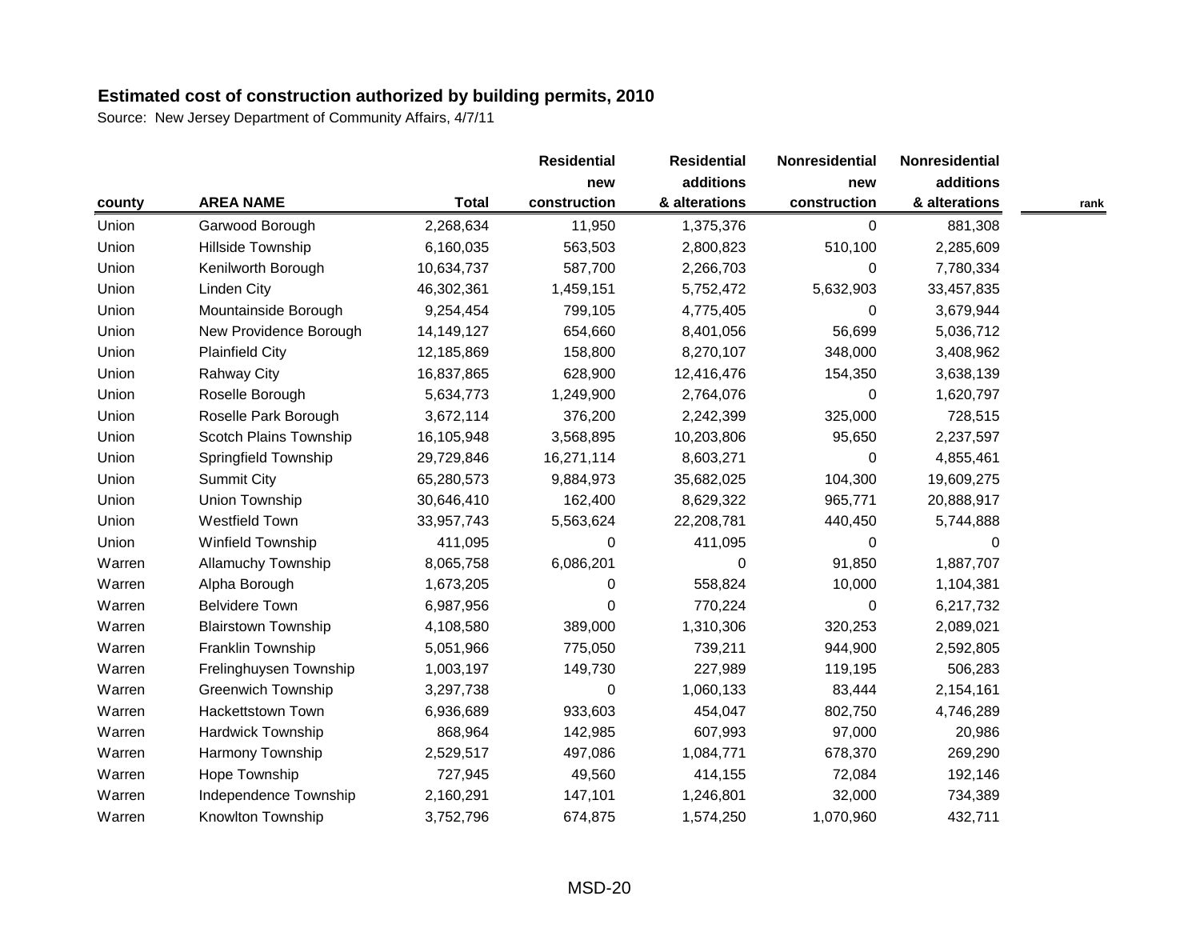**Estimated cost of construction authorized by building permits, 2010**

Source: New Jersey Department of Community Affairs, 4/7/11

| county | AREA NAME | Total | Residential new construction | Residential additions & alterations | Nonresidential new construction | Nonresidential additions & alterations | rank |
|---|---|---|---|---|---|---|---|
| Union | Garwood Borough | 2,268,634 | 11,950 | 1,375,376 | 0 | 881,308 | |
| Union | Hillside Township | 6,160,035 | 563,503 | 2,800,823 | 510,100 | 2,285,609 | |
| Union | Kenilworth Borough | 10,634,737 | 587,700 | 2,266,703 | 0 | 7,780,334 | |
| Union | Linden City | 46,302,361 | 1,459,151 | 5,752,472 | 5,632,903 | 33,457,835 | |
| Union | Mountainside Borough | 9,254,454 | 799,105 | 4,775,405 | 0 | 3,679,944 | |
| Union | New Providence Borough | 14,149,127 | 654,660 | 8,401,056 | 56,699 | 5,036,712 | |
| Union | Plainfield City | 12,185,869 | 158,800 | 8,270,107 | 348,000 | 3,408,962 | |
| Union | Rahway City | 16,837,865 | 628,900 | 12,416,476 | 154,350 | 3,638,139 | |
| Union | Roselle Borough | 5,634,773 | 1,249,900 | 2,764,076 | 0 | 1,620,797 | |
| Union | Roselle Park Borough | 3,672,114 | 376,200 | 2,242,399 | 325,000 | 728,515 | |
| Union | Scotch Plains Township | 16,105,948 | 3,568,895 | 10,203,806 | 95,650 | 2,237,597 | |
| Union | Springfield Township | 29,729,846 | 16,271,114 | 8,603,271 | 0 | 4,855,461 | |
| Union | Summit City | 65,280,573 | 9,884,973 | 35,682,025 | 104,300 | 19,609,275 | |
| Union | Union Township | 30,646,410 | 162,400 | 8,629,322 | 965,771 | 20,888,917 | |
| Union | Westfield Town | 33,957,743 | 5,563,624 | 22,208,781 | 440,450 | 5,744,888 | |
| Union | Winfield Township | 411,095 | 0 | 411,095 | 0 | 0 | |
| Warren | Allamuchy Township | 8,065,758 | 6,086,201 | 0 | 91,850 | 1,887,707 | |
| Warren | Alpha Borough | 1,673,205 | 0 | 558,824 | 10,000 | 1,104,381 | |
| Warren | Belvidere Town | 6,987,956 | 0 | 770,224 | 0 | 6,217,732 | |
| Warren | Blairstown Township | 4,108,580 | 389,000 | 1,310,306 | 320,253 | 2,089,021 | |
| Warren | Franklin Township | 5,051,966 | 775,050 | 739,211 | 944,900 | 2,592,805 | |
| Warren | Frelinghuysen Township | 1,003,197 | 149,730 | 227,989 | 119,195 | 506,283 | |
| Warren | Greenwich Township | 3,297,738 | 0 | 1,060,133 | 83,444 | 2,154,161 | |
| Warren | Hackettstown Town | 6,936,689 | 933,603 | 454,047 | 802,750 | 4,746,289 | |
| Warren | Hardwick Township | 868,964 | 142,985 | 607,993 | 97,000 | 20,986 | |
| Warren | Harmony Township | 2,529,517 | 497,086 | 1,084,771 | 678,370 | 269,290 | |
| Warren | Hope Township | 727,945 | 49,560 | 414,155 | 72,084 | 192,146 | |
| Warren | Independence Township | 2,160,291 | 147,101 | 1,246,801 | 32,000 | 734,389 | |
| Warren | Knowlton Township | 3,752,796 | 674,875 | 1,574,250 | 1,070,960 | 432,711 | |

MSD-20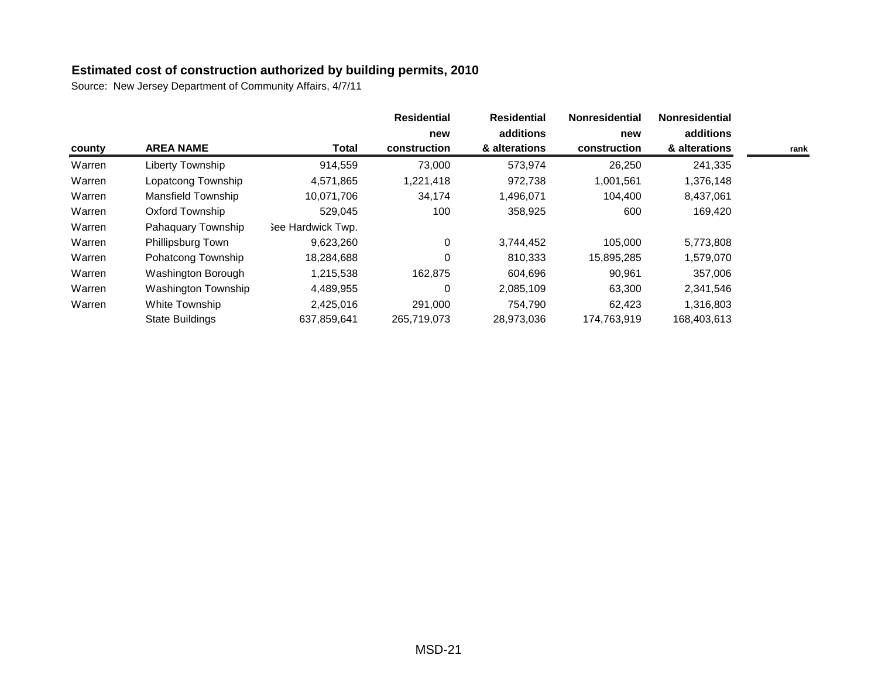**Estimated cost of construction authorized by building permits, 2010**

Source: New Jersey Department of Community Affairs, 4/7/11

| county | AREA NAME | Total | Residential new construction | Residential additions & alterations | Nonresidential new construction | Nonresidential additions & alterations | rank |
|---|---|---|---|---|---|---|---|
| Warren | Liberty Township | 914,559 | 73,000 | 573,974 | 26,250 | 241,335 | |
| Warren | Lopatcong Township | 4,571,865 | 1,221,418 | 972,738 | 1,001,561 | 1,376,148 | |
| Warren | Mansfield Township | 10,071,706 | 34,174 | 1,496,071 | 104,400 | 8,437,061 | |
| Warren | Oxford Township | 529,045 | 100 | 358,925 | 600 | 169,420 | |
| Warren | Pahaquary Township | See Hardwick Twp. | | | | | |
| Warren | Phillipsburg Town | 9,623,260 | 0 | 3,744,452 | 105,000 | 5,773,808 | |
| Warren | Pohatcong Township | 18,284,688 | 0 | 810,333 | 15,895,285 | 1,579,070 | |
| Warren | Washington Borough | 1,215,538 | 162,875 | 604,696 | 90,961 | 357,006 | |
| Warren | Washington Township | 4,489,955 | 0 | 2,085,109 | 63,300 | 2,341,546 | |
| Warren | White Township | 2,425,016 | 291,000 | 754,790 | 62,423 | 1,316,803 | |
| | State Buildings | 637,859,641 | 265,719,073 | 28,973,036 | 174,763,919 | 168,403,613 | |

MSD-21